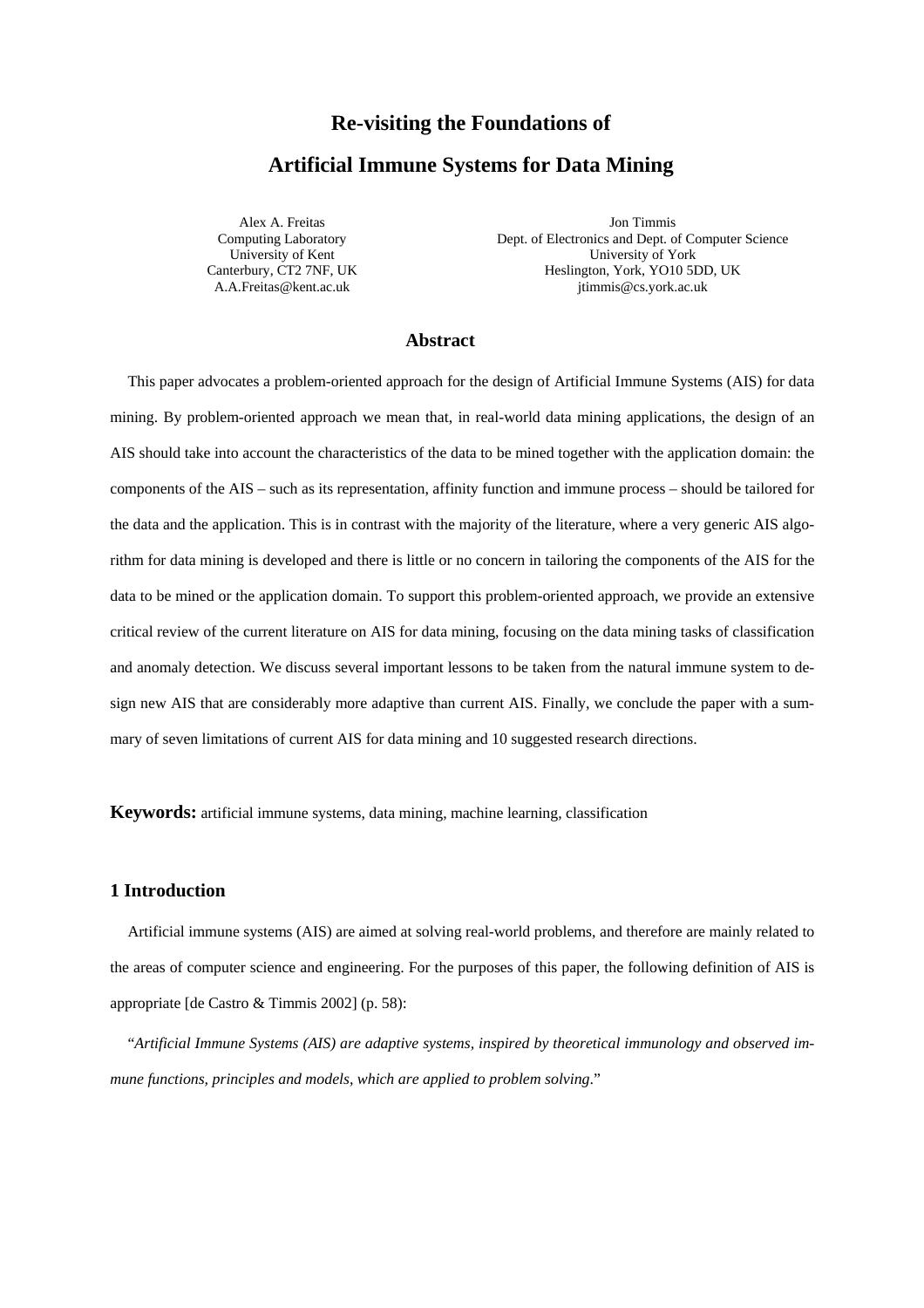# Re-visiting the Foundations of Artificial Immune Systems for Data Mining

Alex A. Freitas
Computing Laboratory
University of Kent
Canterbury, CT2 7NF, UK
A.A.Freitas@kent.ac.uk

Jon Timmis
Dept. of Electronics and Dept. of Computer Science
University of York
Heslington, York, YO10 5DD, UK
jtimmis@cs.york.ac.uk

## Abstract

This paper advocates a problem-oriented approach for the design of Artificial Immune Systems (AIS) for data mining. By problem-oriented approach we mean that, in real-world data mining applications, the design of an AIS should take into account the characteristics of the data to be mined together with the application domain: the components of the AIS – such as its representation, affinity function and immune process – should be tailored for the data and the application. This is in contrast with the majority of the literature, where a very generic AIS algorithm for data mining is developed and there is little or no concern in tailoring the components of the AIS for the data to be mined or the application domain. To support this problem-oriented approach, we provide an extensive critical review of the current literature on AIS for data mining, focusing on the data mining tasks of classification and anomaly detection. We discuss several important lessons to be taken from the natural immune system to design new AIS that are considerably more adaptive than current AIS. Finally, we conclude the paper with a summary of seven limitations of current AIS for data mining and 10 suggested research directions.

**Keywords:** artificial immune systems, data mining, machine learning, classification

## 1 Introduction

Artificial immune systems (AIS) are aimed at solving real-world problems, and therefore are mainly related to the areas of computer science and engineering. For the purposes of this paper, the following definition of AIS is appropriate [de Castro & Timmis 2002] (p. 58):

"*Artificial Immune Systems (AIS) are adaptive systems, inspired by theoretical immunology and observed immune functions, principles and models, which are applied to problem solving*."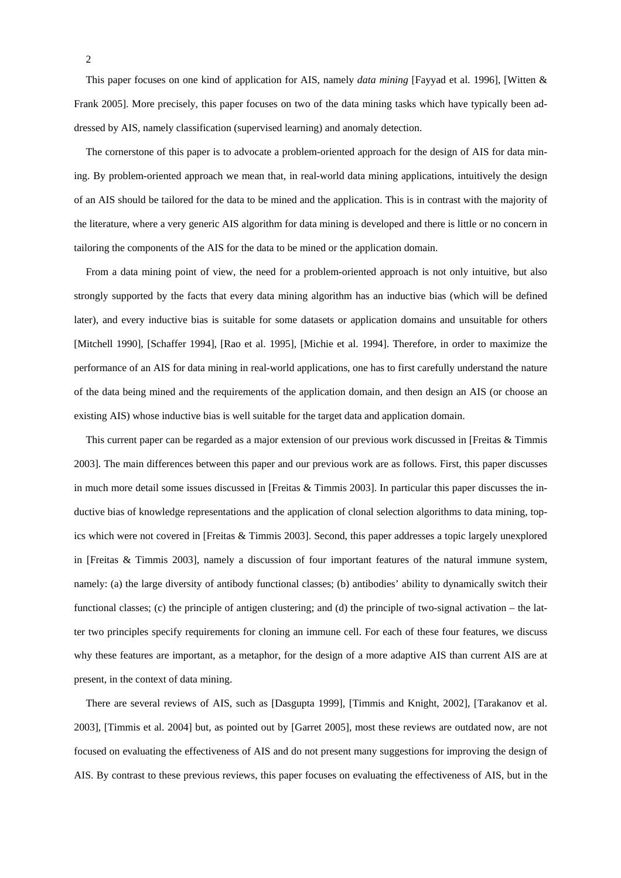This paper focuses on one kind of application for AIS, namely *data mining* [Fayyad et al. 1996], [Witten & Frank 2005]. More precisely, this paper focuses on two of the data mining tasks which have typically been addressed by AIS, namely classification (supervised learning) and anomaly detection.

The cornerstone of this paper is to advocate a problem-oriented approach for the design of AIS for data mining. By problem-oriented approach we mean that, in real-world data mining applications, intuitively the design of an AIS should be tailored for the data to be mined and the application. This is in contrast with the majority of the literature, where a very generic AIS algorithm for data mining is developed and there is little or no concern in tailoring the components of the AIS for the data to be mined or the application domain.

From a data mining point of view, the need for a problem-oriented approach is not only intuitive, but also strongly supported by the facts that every data mining algorithm has an inductive bias (which will be defined later), and every inductive bias is suitable for some datasets or application domains and unsuitable for others [Mitchell 1990], [Schaffer 1994], [Rao et al. 1995], [Michie et al. 1994]. Therefore, in order to maximize the performance of an AIS for data mining in real-world applications, one has to first carefully understand the nature of the data being mined and the requirements of the application domain, and then design an AIS (or choose an existing AIS) whose inductive bias is well suitable for the target data and application domain.

This current paper can be regarded as a major extension of our previous work discussed in [Freitas & Timmis 2003]. The main differences between this paper and our previous work are as follows. First, this paper discusses in much more detail some issues discussed in [Freitas & Timmis 2003]. In particular this paper discusses the inductive bias of knowledge representations and the application of clonal selection algorithms to data mining, topics which were not covered in [Freitas & Timmis 2003]. Second, this paper addresses a topic largely unexplored in [Freitas & Timmis 2003], namely a discussion of four important features of the natural immune system, namely: (a) the large diversity of antibody functional classes; (b) antibodies' ability to dynamically switch their functional classes; (c) the principle of antigen clustering; and (d) the principle of two-signal activation – the latter two principles specify requirements for cloning an immune cell. For each of these four features, we discuss why these features are important, as a metaphor, for the design of a more adaptive AIS than current AIS are at present, in the context of data mining.

There are several reviews of AIS, such as [Dasgupta 1999], [Timmis and Knight, 2002], [Tarakanov et al. 2003], [Timmis et al. 2004] but, as pointed out by [Garret 2005], most these reviews are outdated now, are not focused on evaluating the effectiveness of AIS and do not present many suggestions for improving the design of AIS. By contrast to these previous reviews, this paper focuses on evaluating the effectiveness of AIS, but in the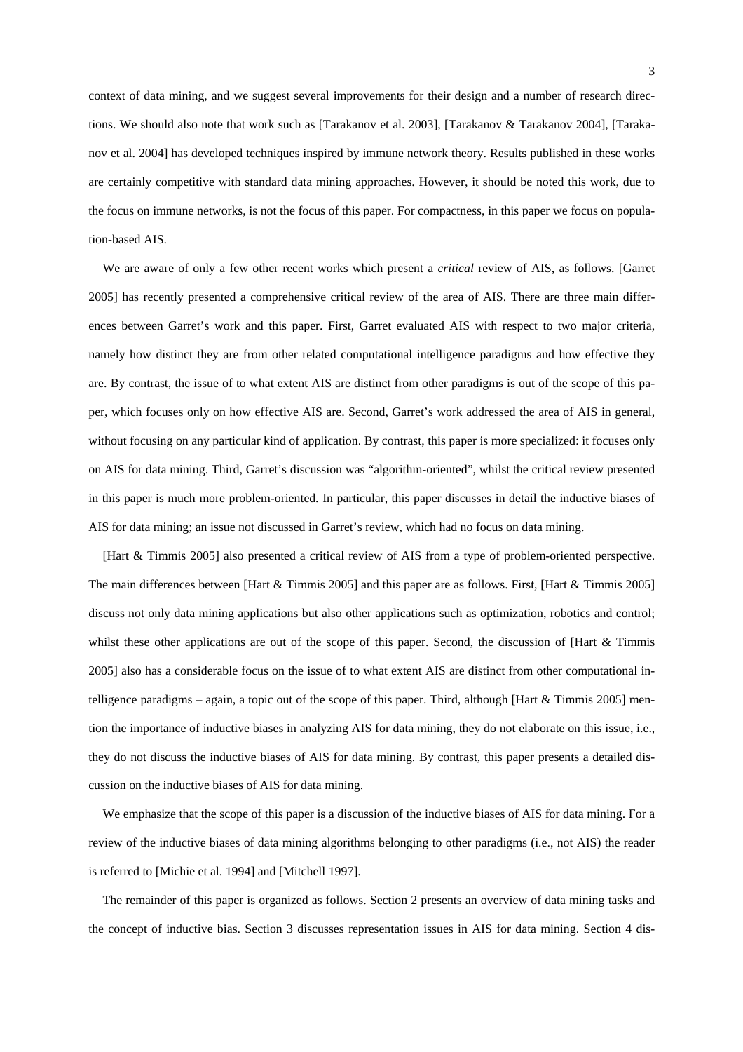context of data mining, and we suggest several improvements for their design and a number of research directions. We should also note that work such as [Tarakanov et al. 2003], [Tarakanov & Tarakanov 2004], [Tarakanov et al. 2004] has developed techniques inspired by immune network theory. Results published in these works are certainly competitive with standard data mining approaches. However, it should be noted this work, due to the focus on immune networks, is not the focus of this paper. For compactness, in this paper we focus on population-based AIS.

We are aware of only a few other recent works which present a *critical* review of AIS, as follows. [Garret 2005] has recently presented a comprehensive critical review of the area of AIS. There are three main differences between Garret's work and this paper. First, Garret evaluated AIS with respect to two major criteria, namely how distinct they are from other related computational intelligence paradigms and how effective they are. By contrast, the issue of to what extent AIS are distinct from other paradigms is out of the scope of this paper, which focuses only on how effective AIS are. Second, Garret's work addressed the area of AIS in general, without focusing on any particular kind of application. By contrast, this paper is more specialized: it focuses only on AIS for data mining. Third, Garret's discussion was "algorithm-oriented", whilst the critical review presented in this paper is much more problem-oriented. In particular, this paper discusses in detail the inductive biases of AIS for data mining; an issue not discussed in Garret's review, which had no focus on data mining.

[Hart & Timmis 2005] also presented a critical review of AIS from a type of problem-oriented perspective. The main differences between [Hart & Timmis 2005] and this paper are as follows. First, [Hart & Timmis 2005] discuss not only data mining applications but also other applications such as optimization, robotics and control; whilst these other applications are out of the scope of this paper. Second, the discussion of [Hart & Timmis 2005] also has a considerable focus on the issue of to what extent AIS are distinct from other computational intelligence paradigms – again, a topic out of the scope of this paper. Third, although [Hart & Timmis 2005] mention the importance of inductive biases in analyzing AIS for data mining, they do not elaborate on this issue, i.e., they do not discuss the inductive biases of AIS for data mining. By contrast, this paper presents a detailed discussion on the inductive biases of AIS for data mining.

We emphasize that the scope of this paper is a discussion of the inductive biases of AIS for data mining. For a review of the inductive biases of data mining algorithms belonging to other paradigms (i.e., not AIS) the reader is referred to [Michie et al. 1994] and [Mitchell 1997].

The remainder of this paper is organized as follows. Section 2 presents an overview of data mining tasks and the concept of inductive bias. Section 3 discusses representation issues in AIS for data mining. Section 4 dis-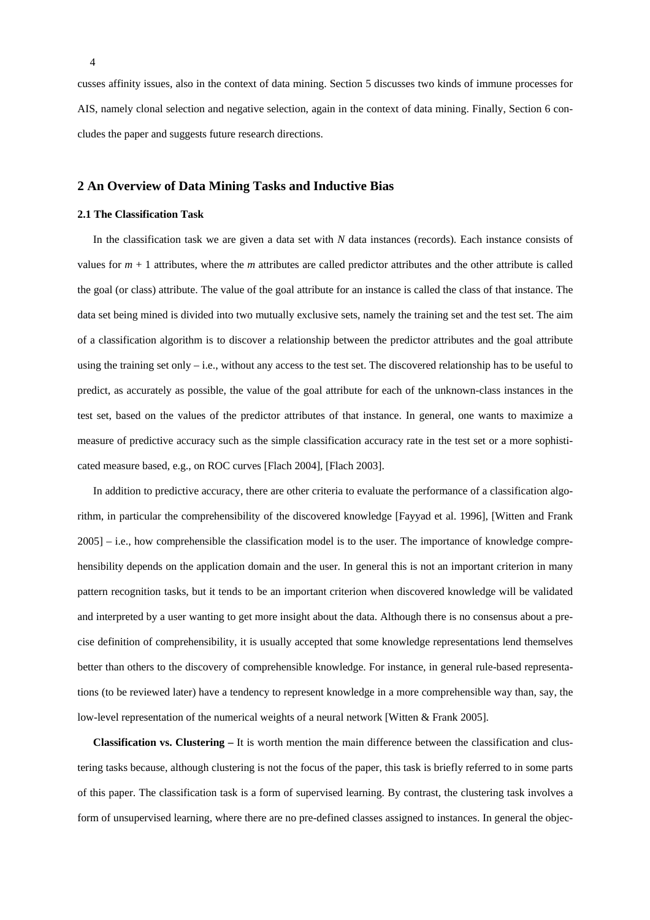cusses affinity issues, also in the context of data mining. Section 5 discusses two kinds of immune processes for AIS, namely clonal selection and negative selection, again in the context of data mining. Finally, Section 6 concludes the paper and suggests future research directions.

## 2 An Overview of Data Mining Tasks and Inductive Bias

### 2.1 The Classification Task

In the classification task we are given a data set with $N$ data instances (records). Each instance consists of values for $m + 1$ attributes, where the $m$ attributes are called predictor attributes and the other attribute is called the goal (or class) attribute. The value of the goal attribute for an instance is called the class of that instance. The data set being mined is divided into two mutually exclusive sets, namely the training set and the test set. The aim of a classification algorithm is to discover a relationship between the predictor attributes and the goal attribute using the training set only – i.e., without any access to the test set. The discovered relationship has to be useful to predict, as accurately as possible, the value of the goal attribute for each of the unknown-class instances in the test set, based on the values of the predictor attributes of that instance. In general, one wants to maximize a measure of predictive accuracy such as the simple classification accuracy rate in the test set or a more sophisticated measure based, e.g., on ROC curves [Flach 2004], [Flach 2003].

In addition to predictive accuracy, there are other criteria to evaluate the performance of a classification algorithm, in particular the comprehensibility of the discovered knowledge [Fayyad et al. 1996], [Witten and Frank 2005] – i.e., how comprehensible the classification model is to the user. The importance of knowledge comprehensibility depends on the application domain and the user. In general this is not an important criterion in many pattern recognition tasks, but it tends to be an important criterion when discovered knowledge will be validated and interpreted by a user wanting to get more insight about the data. Although there is no consensus about a precise definition of comprehensibility, it is usually accepted that some knowledge representations lend themselves better than others to the discovery of comprehensible knowledge. For instance, in general rule-based representations (to be reviewed later) have a tendency to represent knowledge in a more comprehensible way than, say, the low-level representation of the numerical weights of a neural network [Witten & Frank 2005].

**Classification vs. Clustering –** It is worth mention the main difference between the classification and clustering tasks because, although clustering is not the focus of the paper, this task is briefly referred to in some parts of this paper. The classification task is a form of supervised learning. By contrast, the clustering task involves a form of unsupervised learning, where there are no pre-defined classes assigned to instances. In general the objec-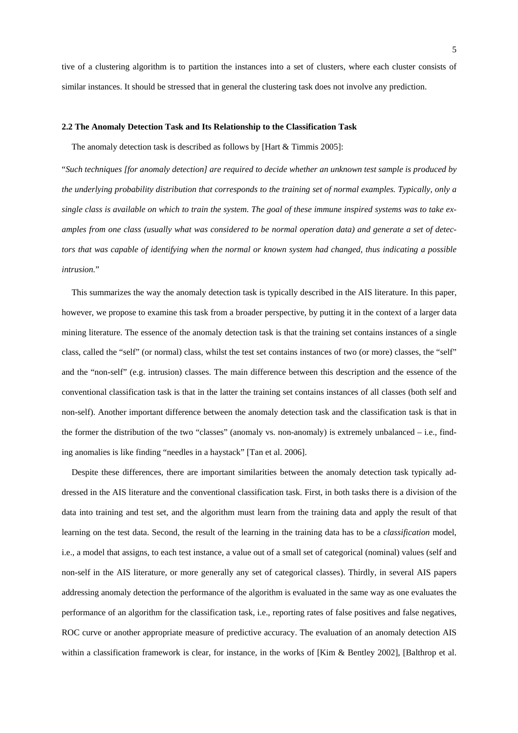tive of a clustering algorithm is to partition the instances into a set of clusters, where each cluster consists of similar instances. It should be stressed that in general the clustering task does not involve any prediction.

### 2.2 The Anomaly Detection Task and Its Relationship to the Classification Task

The anomaly detection task is described as follows by [Hart & Timmis 2005]:

"*Such techniques [for anomaly detection] are required to decide whether an unknown test sample is produced by the underlying probability distribution that corresponds to the training set of normal examples. Typically, only a single class is available on which to train the system. The goal of these immune inspired systems was to take examples from one class (usually what was considered to be normal operation data) and generate a set of detectors that was capable of identifying when the normal or known system had changed, thus indicating a possible intrusion.*"

This summarizes the way the anomaly detection task is typically described in the AIS literature. In this paper, however, we propose to examine this task from a broader perspective, by putting it in the context of a larger data mining literature. The essence of the anomaly detection task is that the training set contains instances of a single class, called the "self" (or normal) class, whilst the test set contains instances of two (or more) classes, the "self" and the "non-self" (e.g. intrusion) classes. The main difference between this description and the essence of the conventional classification task is that in the latter the training set contains instances of all classes (both self and non-self). Another important difference between the anomaly detection task and the classification task is that in the former the distribution of the two "classes" (anomaly vs. non-anomaly) is extremely unbalanced – i.e., finding anomalies is like finding "needles in a haystack" [Tan et al. 2006].

Despite these differences, there are important similarities between the anomaly detection task typically addressed in the AIS literature and the conventional classification task. First, in both tasks there is a division of the data into training and test set, and the algorithm must learn from the training data and apply the result of that learning on the test data. Second, the result of the learning in the training data has to be a *classification* model, i.e., a model that assigns, to each test instance, a value out of a small set of categorical (nominal) values (self and non-self in the AIS literature, or more generally any set of categorical classes). Thirdly, in several AIS papers addressing anomaly detection the performance of the algorithm is evaluated in the same way as one evaluates the performance of an algorithm for the classification task, i.e., reporting rates of false positives and false negatives, ROC curve or another appropriate measure of predictive accuracy. The evaluation of an anomaly detection AIS within a classification framework is clear, for instance, in the works of [Kim & Bentley 2002], [Balthrop et al.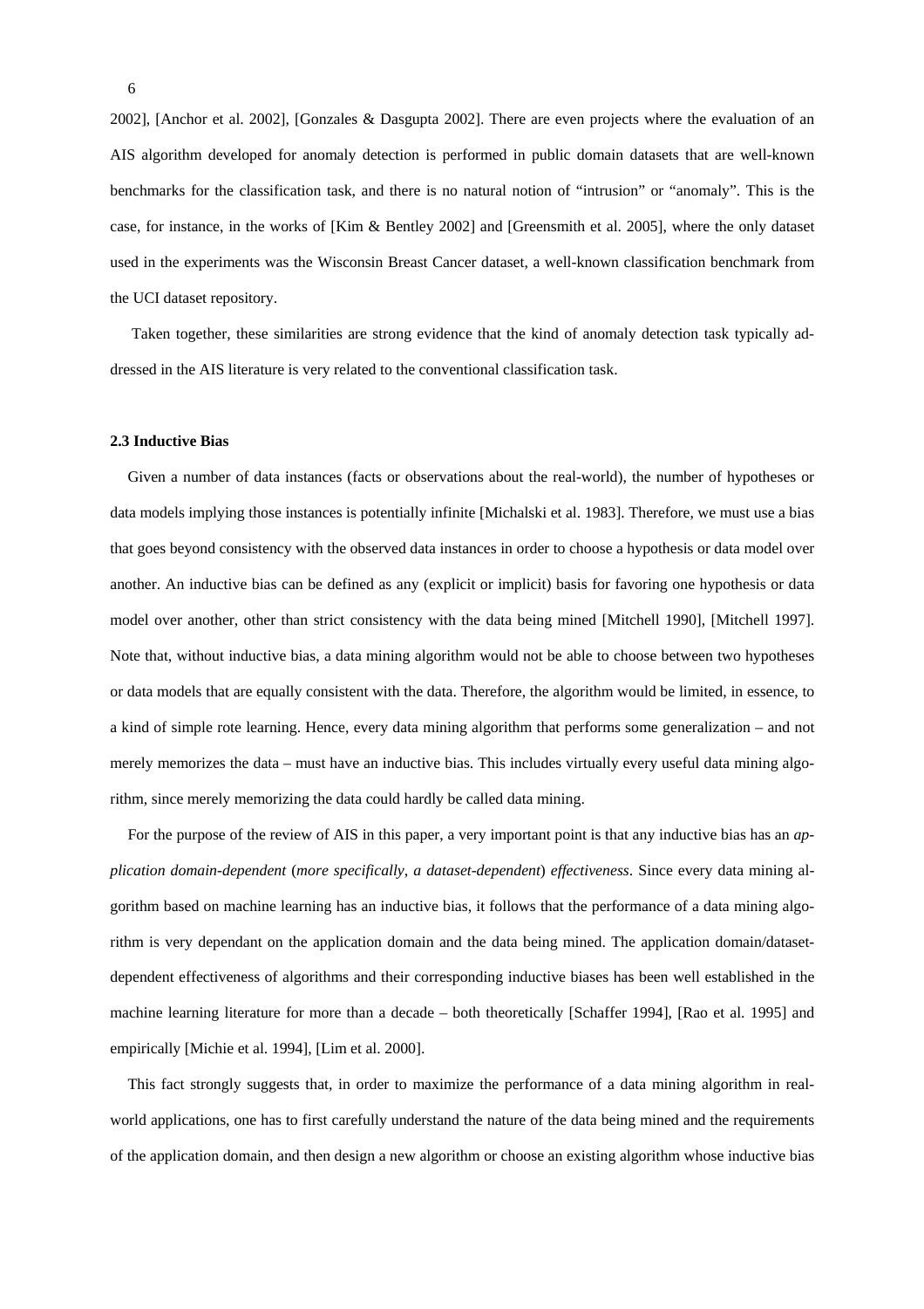2002], [Anchor et al. 2002], [Gonzales & Dasgupta 2002]. There are even projects where the evaluation of an AIS algorithm developed for anomaly detection is performed in public domain datasets that are well-known benchmarks for the classification task, and there is no natural notion of "intrusion" or "anomaly". This is the case, for instance, in the works of [Kim & Bentley 2002] and [Greensmith et al. 2005], where the only dataset used in the experiments was the Wisconsin Breast Cancer dataset, a well-known classification benchmark from the UCI dataset repository.

Taken together, these similarities are strong evidence that the kind of anomaly detection task typically addressed in the AIS literature is very related to the conventional classification task.

### 2.3 Inductive Bias

Given a number of data instances (facts or observations about the real-world), the number of hypotheses or data models implying those instances is potentially infinite [Michalski et al. 1983]. Therefore, we must use a bias that goes beyond consistency with the observed data instances in order to choose a hypothesis or data model over another. An inductive bias can be defined as any (explicit or implicit) basis for favoring one hypothesis or data model over another, other than strict consistency with the data being mined [Mitchell 1990], [Mitchell 1997]. Note that, without inductive bias, a data mining algorithm would not be able to choose between two hypotheses or data models that are equally consistent with the data. Therefore, the algorithm would be limited, in essence, to a kind of simple rote learning. Hence, every data mining algorithm that performs some generalization – and not merely memorizes the data – must have an inductive bias. This includes virtually every useful data mining algorithm, since merely memorizing the data could hardly be called data mining.

For the purpose of the review of AIS in this paper, a very important point is that any inductive bias has an *application domain-dependent* (*more specifically, a dataset-dependent*) *effectiveness*. Since every data mining algorithm based on machine learning has an inductive bias, it follows that the performance of a data mining algorithm is very dependant on the application domain and the data being mined. The application domain/dataset-dependent effectiveness of algorithms and their corresponding inductive biases has been well established in the machine learning literature for more than a decade – both theoretically [Schaffer 1994], [Rao et al. 1995] and empirically [Michie et al. 1994], [Lim et al. 2000].

This fact strongly suggests that, in order to maximize the performance of a data mining algorithm in real-world applications, one has to first carefully understand the nature of the data being mined and the requirements of the application domain, and then design a new algorithm or choose an existing algorithm whose inductive bias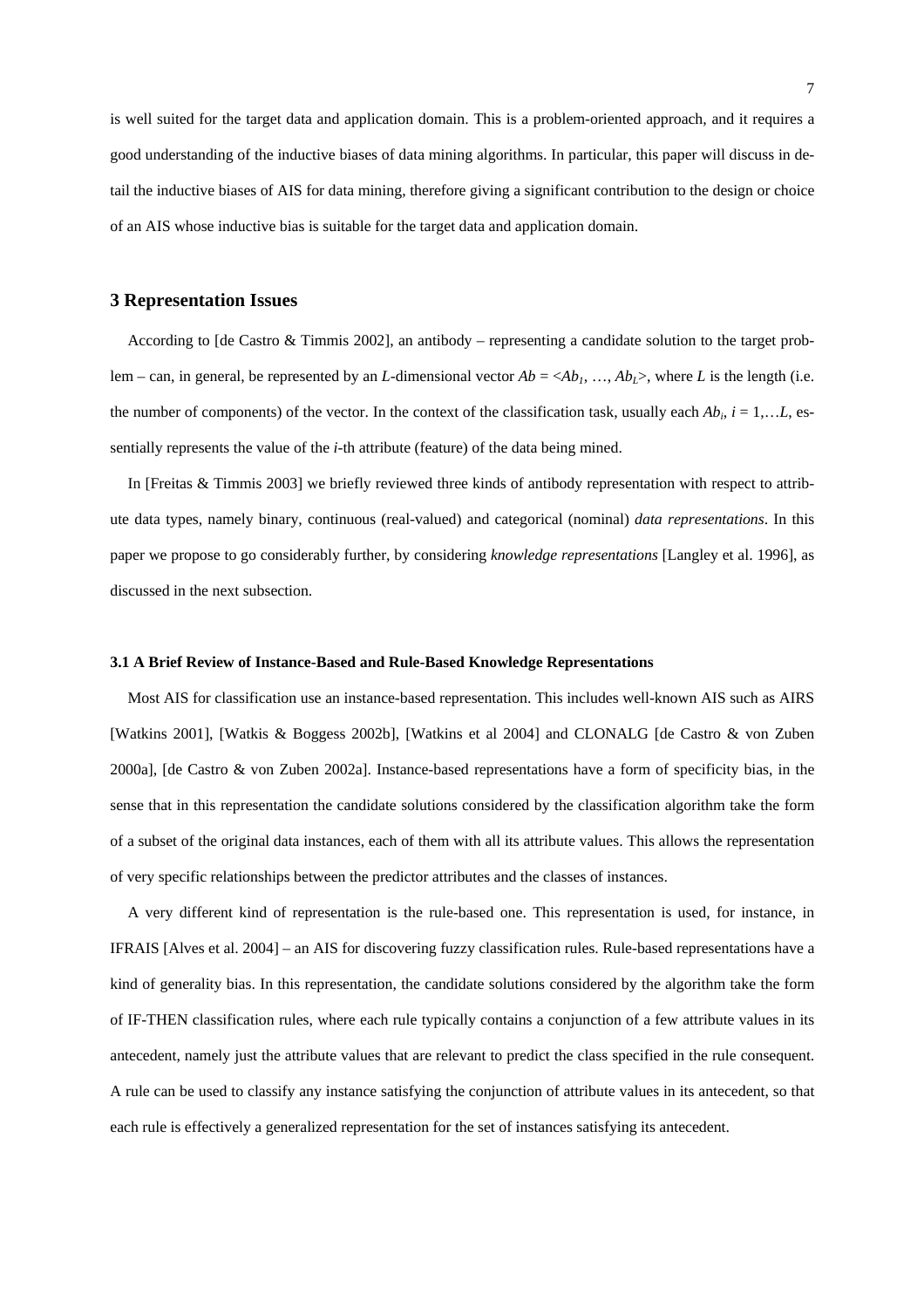is well suited for the target data and application domain. This is a problem-oriented approach, and it requires a good understanding of the inductive biases of data mining algorithms. In particular, this paper will discuss in detail the inductive biases of AIS for data mining, therefore giving a significant contribution to the design or choice of an AIS whose inductive bias is suitable for the target data and application domain.

## 3 Representation Issues

According to [de Castro & Timmis 2002], an antibody – representing a candidate solution to the target problem – can, in general, be represented by an $L$-dimensional vector $Ab = \langle Ab_1, \ldots, Ab_L \rangle$, where $L$ is the length (i.e. the number of components) of the vector. In the context of the classification task, usually each $Ab_i$, $i = 1,\ldots L$, essentially represents the value of the $i$-th attribute (feature) of the data being mined.

In [Freitas & Timmis 2003] we briefly reviewed three kinds of antibody representation with respect to attribute data types, namely binary, continuous (real-valued) and categorical (nominal) *data representations*. In this paper we propose to go considerably further, by considering *knowledge representations* [Langley et al. 1996], as discussed in the next subsection.

### 3.1 A Brief Review of Instance-Based and Rule-Based Knowledge Representations

Most AIS for classification use an instance-based representation. This includes well-known AIS such as AIRS [Watkins 2001], [Watkis & Boggess 2002b], [Watkins et al 2004] and CLONALG [de Castro & von Zuben 2000a], [de Castro & von Zuben 2002a]. Instance-based representations have a form of specificity bias, in the sense that in this representation the candidate solutions considered by the classification algorithm take the form of a subset of the original data instances, each of them with all its attribute values. This allows the representation of very specific relationships between the predictor attributes and the classes of instances.

A very different kind of representation is the rule-based one. This representation is used, for instance, in IFRAIS [Alves et al. 2004] – an AIS for discovering fuzzy classification rules. Rule-based representations have a kind of generality bias. In this representation, the candidate solutions considered by the algorithm take the form of IF-THEN classification rules, where each rule typically contains a conjunction of a few attribute values in its antecedent, namely just the attribute values that are relevant to predict the class specified in the rule consequent. A rule can be used to classify any instance satisfying the conjunction of attribute values in its antecedent, so that each rule is effectively a generalized representation for the set of instances satisfying its antecedent.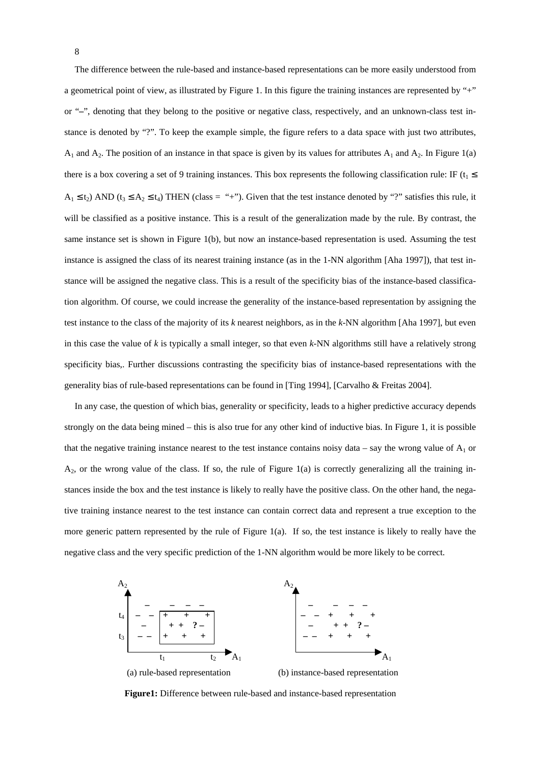The difference between the rule-based and instance-based representations can be more easily understood from a geometrical point of view, as illustrated by Figure 1. In this figure the training instances are represented by "+" or "–", denoting that they belong to the positive or negative class, respectively, and an unknown-class test instance is denoted by "?". To keep the example simple, the figure refers to a data space with just two attributes, $A_1$ and $A_2$. The position of an instance in that space is given by its values for attributes $A_1$ and $A_2$. In Figure 1(a) there is a box covering a set of 9 training instances. This box represents the following classification rule: IF ($t_1 \leq A_1 \leq t_2$) AND ($t_3 \leq A_2 \leq t_4$) THEN (class = "+"). Given that the test instance denoted by "?" satisfies this rule, it will be classified as a positive instance. This is a result of the generalization made by the rule. By contrast, the same instance set is shown in Figure 1(b), but now an instance-based representation is used. Assuming the test instance is assigned the class of its nearest training instance (as in the 1-NN algorithm [Aha 1997]), that test instance will be assigned the negative class. This is a result of the specificity bias of the instance-based classification algorithm. Of course, we could increase the generality of the instance-based representation by assigning the test instance to the class of the majority of its *k* nearest neighbors, as in the *k*-NN algorithm [Aha 1997], but even in this case the value of *k* is typically a small integer, so that even *k*-NN algorithms still have a relatively strong specificity bias,. Further discussions contrasting the specificity bias of instance-based representations with the generality bias of rule-based representations can be found in [Ting 1994], [Carvalho & Freitas 2004].

In any case, the question of which bias, generality or specificity, leads to a higher predictive accuracy depends strongly on the data being mined – this is also true for any other kind of inductive bias. In Figure 1, it is possible that the negative training instance nearest to the test instance contains noisy data – say the wrong value of $A_1$ or $A_2$, or the wrong value of the class. If so, the rule of Figure 1(a) is correctly generalizing all the training instances inside the box and the test instance is likely to really have the positive class. On the other hand, the negative training instance nearest to the test instance can contain correct data and represent a true exception to the more generic pattern represented by the rule of Figure 1(a). If so, the test instance is likely to really have the negative class and the very specific prediction of the 1-NN algorithm would be more likely to be correct.

(a) rule-based representation (b) instance-based representation

**Figure1:** Difference between rule-based and instance-based representation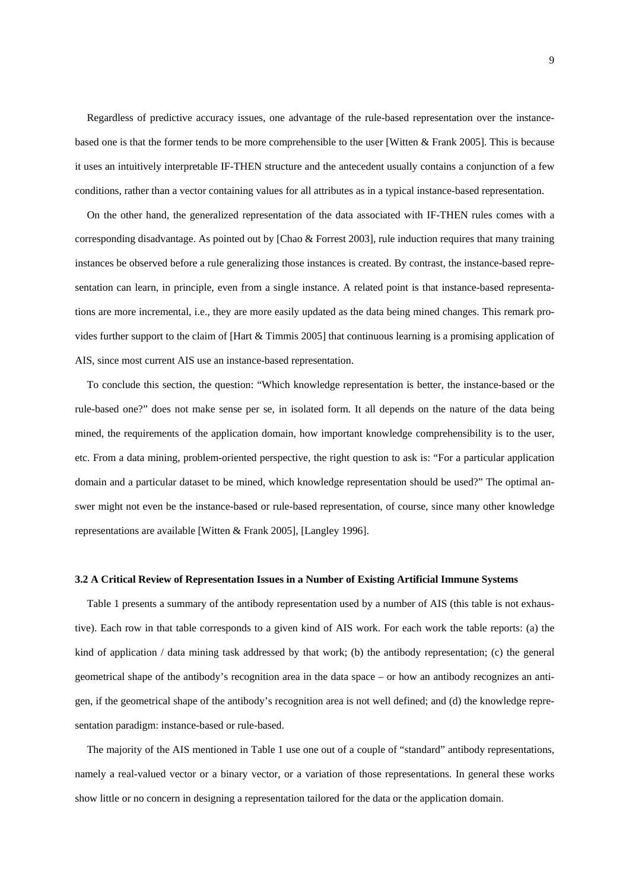Regardless of predictive accuracy issues, one advantage of the rule-based representation over the instance-based one is that the former tends to be more comprehensible to the user [Witten & Frank 2005]. This is because it uses an intuitively interpretable IF-THEN structure and the antecedent usually contains a conjunction of a few conditions, rather than a vector containing values for all attributes as in a typical instance-based representation.

On the other hand, the generalized representation of the data associated with IF-THEN rules comes with a corresponding disadvantage. As pointed out by [Chao & Forrest 2003], rule induction requires that many training instances be observed before a rule generalizing those instances is created. By contrast, the instance-based representation can learn, in principle, even from a single instance. A related point is that instance-based representations are more incremental, i.e., they are more easily updated as the data being mined changes. This remark provides further support to the claim of [Hart & Timmis 2005] that continuous learning is a promising application of AIS, since most current AIS use an instance-based representation.

To conclude this section, the question: "Which knowledge representation is better, the instance-based or the rule-based one?" does not make sense per se, in isolated form. It all depends on the nature of the data being mined, the requirements of the application domain, how important knowledge comprehensibility is to the user, etc. From a data mining, problem-oriented perspective, the right question to ask is: "For a particular application domain and a particular dataset to be mined, which knowledge representation should be used?" The optimal answer might not even be the instance-based or rule-based representation, of course, since many other knowledge representations are available [Witten & Frank 2005], [Langley 1996].

### 3.2 A Critical Review of Representation Issues in a Number of Existing Artificial Immune Systems

Table 1 presents a summary of the antibody representation used by a number of AIS (this table is not exhaustive). Each row in that table corresponds to a given kind of AIS work. For each work the table reports: (a) the kind of application / data mining task addressed by that work; (b) the antibody representation; (c) the general geometrical shape of the antibody's recognition area in the data space – or how an antibody recognizes an antigen, if the geometrical shape of the antibody's recognition area is not well defined; and (d) the knowledge representation paradigm: instance-based or rule-based.

The majority of the AIS mentioned in Table 1 use one out of a couple of "standard" antibody representations, namely a real-valued vector or a binary vector, or a variation of those representations. In general these works show little or no concern in designing a representation tailored for the data or the application domain.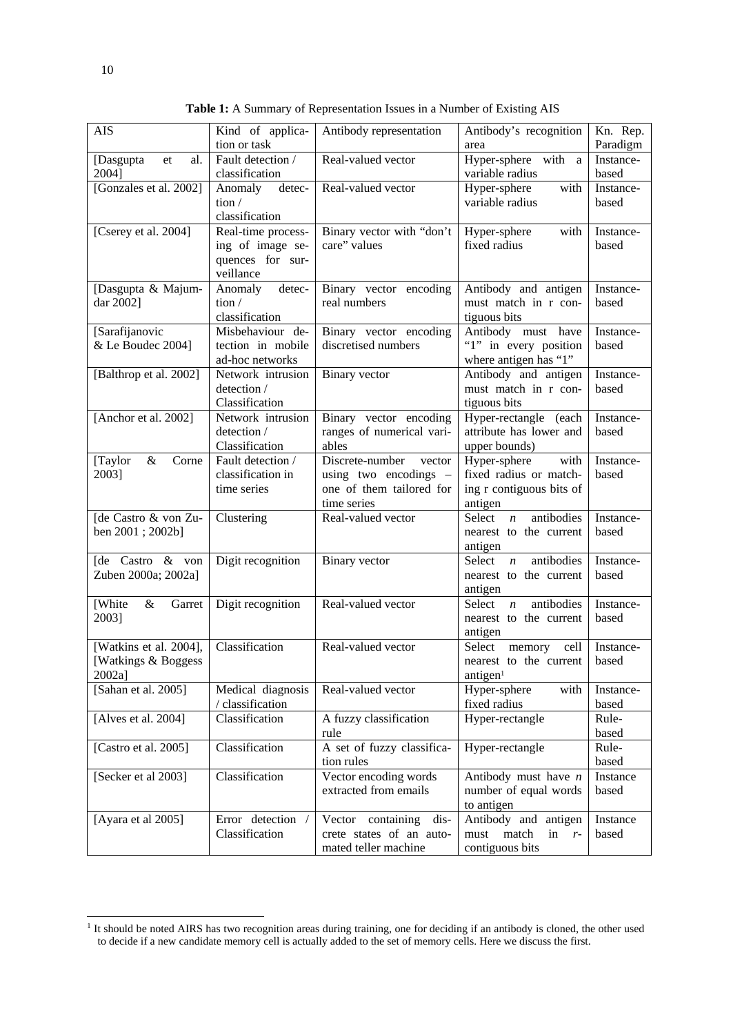**Table 1:** A Summary of Representation Issues in a Number of Existing AIS

| AIS | Kind of application or task | Antibody representation | Antibody's recognition area | Kn. Rep. Paradigm |
|---|---|---|---|---|
| [Dasgupta et al. 2004] | Fault detection / classification | Real-valued vector | Hyper-sphere with a variable radius | Instance-based |
| [Gonzales et al. 2002] | Anomaly detection / classification | Real-valued vector | Hyper-sphere with variable radius | Instance-based |
| [Cserey et al. 2004] | Real-time processing of image sequences for surveillance | Binary vector with "don't care" values | Hyper-sphere with fixed radius | Instance-based |
| [Dasgupta & Majumdar 2002] | Anomaly detection / classification | Binary vector encoding real numbers | Antibody and antigen must match in r contiguous bits | Instance-based |
| [Sarafijanovic & Le Boudec 2004] | Misbehaviour detection in mobile ad-hoc networks | Binary vector encoding discretised numbers | Antibody must have "1" in every position where antigen has "1" | Instance-based |
| [Balthrop et al. 2002] | Network intrusion detection / Classification | Binary vector | Antibody and antigen must match in r contiguous bits | Instance-based |
| [Anchor et al. 2002] | Network intrusion detection / Classification | Binary vector encoding ranges of numerical variables | Hyper-rectangle (each attribute has lower and upper bounds) | Instance-based |
| [Taylor & Corne 2003] | Fault detection / classification in time series | Discrete-number vector using two encodings – one of them tailored for time series | Hyper-sphere with fixed radius or matching r contiguous bits of antigen | Instance-based |
| [de Castro & von Zuben 2001 ; 2002b] | Clustering | Real-valued vector | Select *n* antibodies nearest to the current antigen | Instance-based |
| [de Castro & von Zuben 2000a; 2002a] | Digit recognition | Binary vector | Select *n* antibodies nearest to the current antigen | Instance-based |
| [White & Garret 2003] | Digit recognition | Real-valued vector | Select *n* antibodies nearest to the current antigen | Instance-based |
| [Watkins et al. 2004], [Watkings & Boggess 2002a] | Classification | Real-valued vector | Select memory cell nearest to the current antigen[1] | Instance-based |
| [Sahan et al. 2005] | Medical diagnosis / classification | Real-valued vector | Hyper-sphere with fixed radius | Instance-based |
| [Alves et al. 2004] | Classification | A fuzzy classification rule | Hyper-rectangle | Rule-based |
| [Castro et al. 2005] | Classification | A set of fuzzy classification rules | Hyper-rectangle | Rule-based |
| [Secker et al 2003] | Classification | Vector encoding words extracted from emails | Antibody must have *n* number of equal words to antigen | Instance based |
| [Ayara et al 2005] | Error detection / Classification | Vector containing discrete states of an automated teller machine | Antibody and antigen must match in *r*-contiguous bits | Instance based |

[1] It should be noted AIRS has two recognition areas during training, one for deciding if an antibody is cloned, the other used to decide if a new candidate memory cell is actually added to the set of memory cells. Here we discuss the first.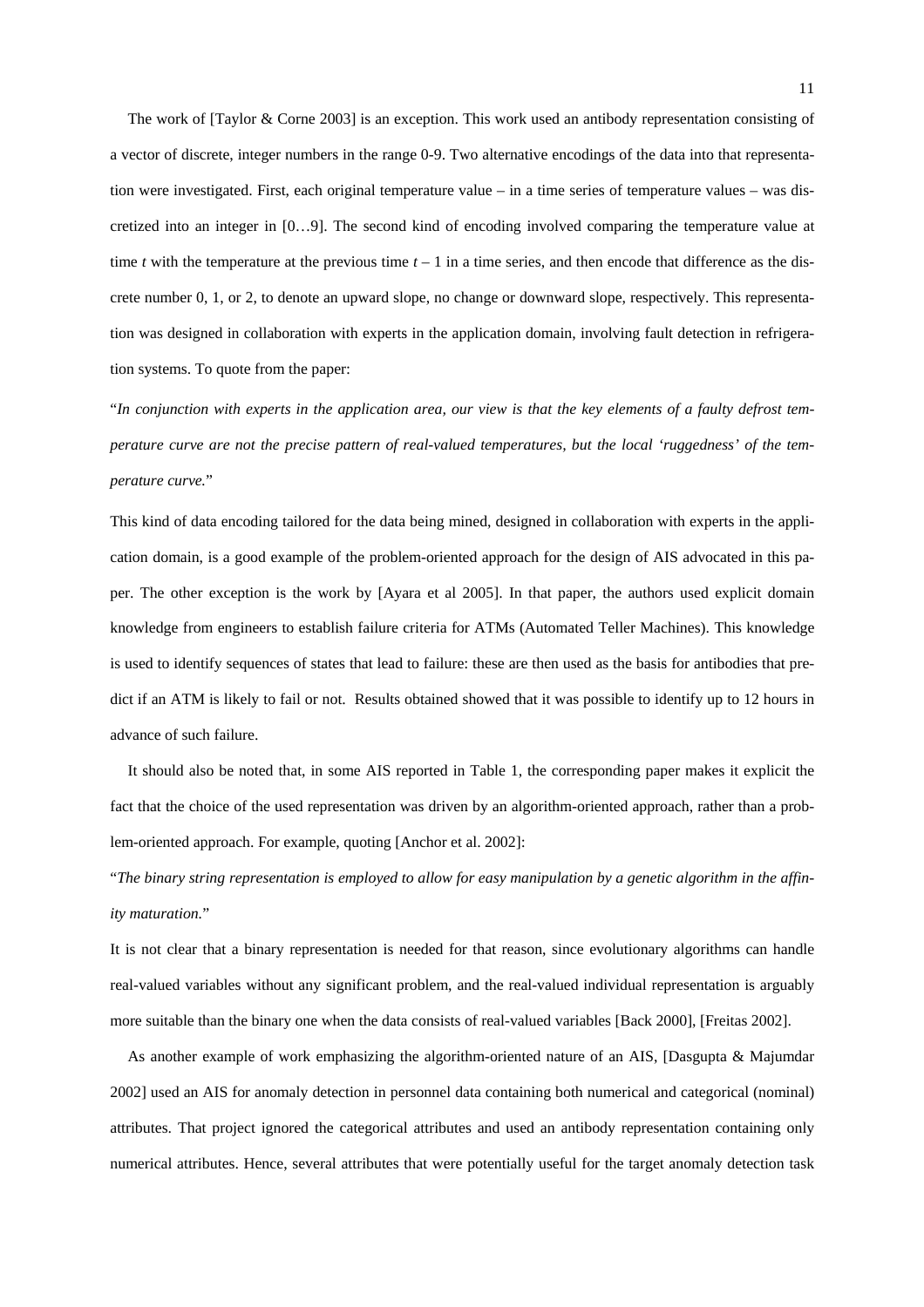The work of [Taylor & Corne 2003] is an exception. This work used an antibody representation consisting of a vector of discrete, integer numbers in the range 0-9. Two alternative encodings of the data into that representation were investigated. First, each original temperature value – in a time series of temperature values – was discretized into an integer in [0…9]. The second kind of encoding involved comparing the temperature value at time *t* with the temperature at the previous time $t - 1$ in a time series, and then encode that difference as the discrete number 0, 1, or 2, to denote an upward slope, no change or downward slope, respectively. This representation was designed in collaboration with experts in the application domain, involving fault detection in refrigeration systems. To quote from the paper:

"*In conjunction with experts in the application area, our view is that the key elements of a faulty defrost temperature curve are not the precise pattern of real-valued temperatures, but the local 'ruggedness' of the temperature curve.*"

This kind of data encoding tailored for the data being mined, designed in collaboration with experts in the application domain, is a good example of the problem-oriented approach for the design of AIS advocated in this paper. The other exception is the work by [Ayara et al 2005]. In that paper, the authors used explicit domain knowledge from engineers to establish failure criteria for ATMs (Automated Teller Machines). This knowledge is used to identify sequences of states that lead to failure: these are then used as the basis for antibodies that predict if an ATM is likely to fail or not. Results obtained showed that it was possible to identify up to 12 hours in advance of such failure.

It should also be noted that, in some AIS reported in Table 1, the corresponding paper makes it explicit the fact that the choice of the used representation was driven by an algorithm-oriented approach, rather than a problem-oriented approach. For example, quoting [Anchor et al. 2002]:

"*The binary string representation is employed to allow for easy manipulation by a genetic algorithm in the affinity maturation.*"

It is not clear that a binary representation is needed for that reason, since evolutionary algorithms can handle real-valued variables without any significant problem, and the real-valued individual representation is arguably more suitable than the binary one when the data consists of real-valued variables [Back 2000], [Freitas 2002].

As another example of work emphasizing the algorithm-oriented nature of an AIS, [Dasgupta & Majumdar 2002] used an AIS for anomaly detection in personnel data containing both numerical and categorical (nominal) attributes. That project ignored the categorical attributes and used an antibody representation containing only numerical attributes. Hence, several attributes that were potentially useful for the target anomaly detection task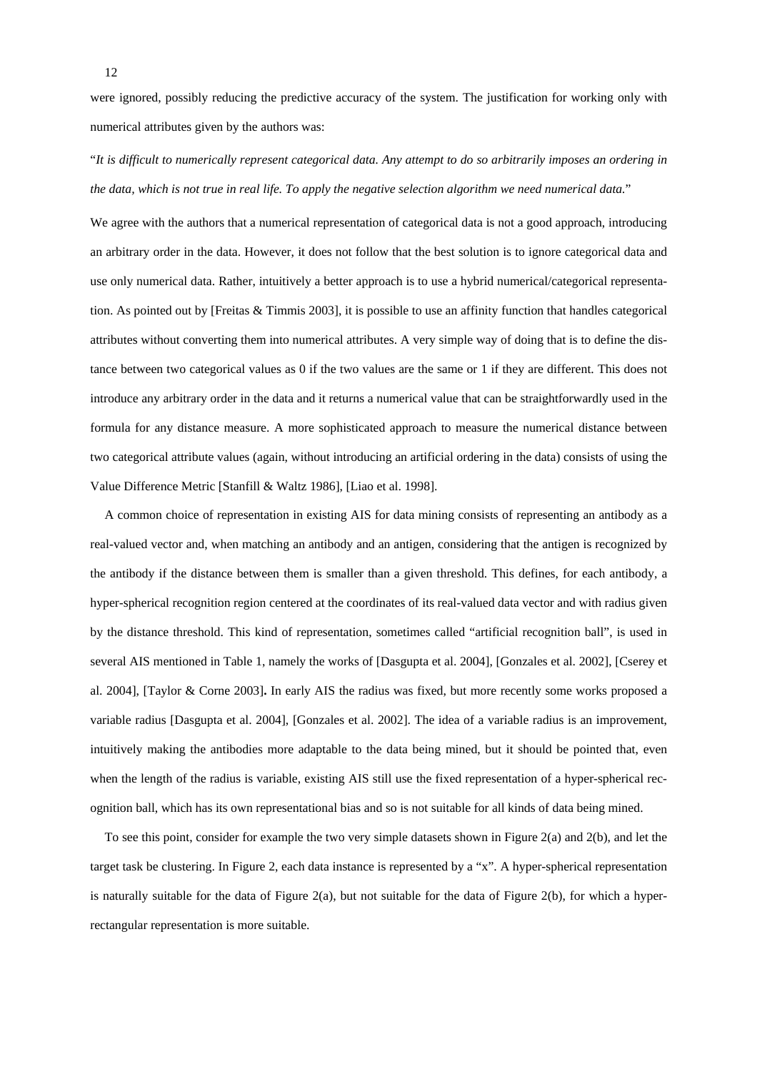were ignored, possibly reducing the predictive accuracy of the system. The justification for working only with numerical attributes given by the authors was:

"*It is difficult to numerically represent categorical data. Any attempt to do so arbitrarily imposes an ordering in the data, which is not true in real life. To apply the negative selection algorithm we need numerical data.*"

We agree with the authors that a numerical representation of categorical data is not a good approach, introducing an arbitrary order in the data. However, it does not follow that the best solution is to ignore categorical data and use only numerical data. Rather, intuitively a better approach is to use a hybrid numerical/categorical representation. As pointed out by [Freitas & Timmis 2003], it is possible to use an affinity function that handles categorical attributes without converting them into numerical attributes. A very simple way of doing that is to define the distance between two categorical values as 0 if the two values are the same or 1 if they are different. This does not introduce any arbitrary order in the data and it returns a numerical value that can be straightforwardly used in the formula for any distance measure. A more sophisticated approach to measure the numerical distance between two categorical attribute values (again, without introducing an artificial ordering in the data) consists of using the Value Difference Metric [Stanfill & Waltz 1986], [Liao et al. 1998].

A common choice of representation in existing AIS for data mining consists of representing an antibody as a real-valued vector and, when matching an antibody and an antigen, considering that the antigen is recognized by the antibody if the distance between them is smaller than a given threshold. This defines, for each antibody, a hyper-spherical recognition region centered at the coordinates of its real-valued data vector and with radius given by the distance threshold. This kind of representation, sometimes called "artificial recognition ball", is used in several AIS mentioned in Table 1, namely the works of [Dasgupta et al. 2004], [Gonzales et al. 2002], [Cserey et al. 2004], [Taylor & Corne 2003]**.** In early AIS the radius was fixed, but more recently some works proposed a variable radius [Dasgupta et al. 2004], [Gonzales et al. 2002]. The idea of a variable radius is an improvement, intuitively making the antibodies more adaptable to the data being mined, but it should be pointed that, even when the length of the radius is variable, existing AIS still use the fixed representation of a hyper-spherical recognition ball, which has its own representational bias and so is not suitable for all kinds of data being mined.

To see this point, consider for example the two very simple datasets shown in Figure 2(a) and 2(b), and let the target task be clustering. In Figure 2, each data instance is represented by a "x". A hyper-spherical representation is naturally suitable for the data of Figure 2(a), but not suitable for the data of Figure 2(b), for which a hyper-rectangular representation is more suitable.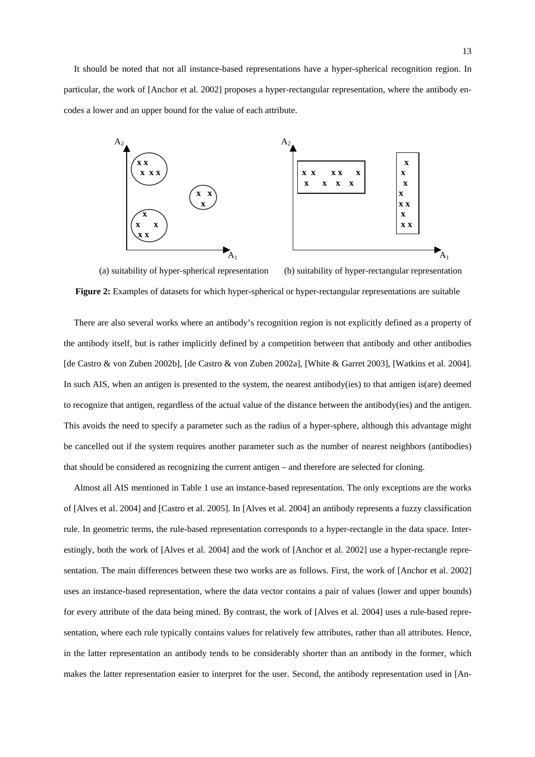It should be noted that not all instance-based representations have a hyper-spherical recognition region. In particular, the work of [Anchor et al. 2002] proposes a hyper-rectangular representation, where the antibody encodes a lower and an upper bound for the value of each attribute.

(a) suitability of hyper-spherical representation (b) suitability of hyper-rectangular representation

**Figure 2:** Examples of datasets for which hyper-spherical or hyper-rectangular representations are suitable

There are also several works where an antibody's recognition region is not explicitly defined as a property of the antibody itself, but is rather implicitly defined by a competition between that antibody and other antibodies [de Castro & von Zuben 2002b], [de Castro & von Zuben 2002a], [White & Garret 2003], [Watkins et al. 2004]. In such AIS, when an antigen is presented to the system, the nearest antibody(ies) to that antigen is(are) deemed to recognize that antigen, regardless of the actual value of the distance between the antibody(ies) and the antigen. This avoids the need to specify a parameter such as the radius of a hyper-sphere, although this advantage might be cancelled out if the system requires another parameter such as the number of nearest neighbors (antibodies) that should be considered as recognizing the current antigen – and therefore are selected for cloning.

Almost all AIS mentioned in Table 1 use an instance-based representation. The only exceptions are the works of [Alves et al. 2004] and [Castro et al. 2005]. In [Alves et al. 2004] an antibody represents a fuzzy classification rule. In geometric terms, the rule-based representation corresponds to a hyper-rectangle in the data space. Interestingly, both the work of [Alves et al. 2004] and the work of [Anchor et al. 2002] use a hyper-rectangle representation. The main differences between these two works are as follows. First, the work of [Anchor et al. 2002] uses an instance-based representation, where the data vector contains a pair of values (lower and upper bounds) for every attribute of the data being mined. By contrast, the work of [Alves et al. 2004] uses a rule-based representation, where each rule typically contains values for relatively few attributes, rather than all attributes. Hence, in the latter representation an antibody tends to be considerably shorter than an antibody in the former, which makes the latter representation easier to interpret for the user. Second, the antibody representation used in [An-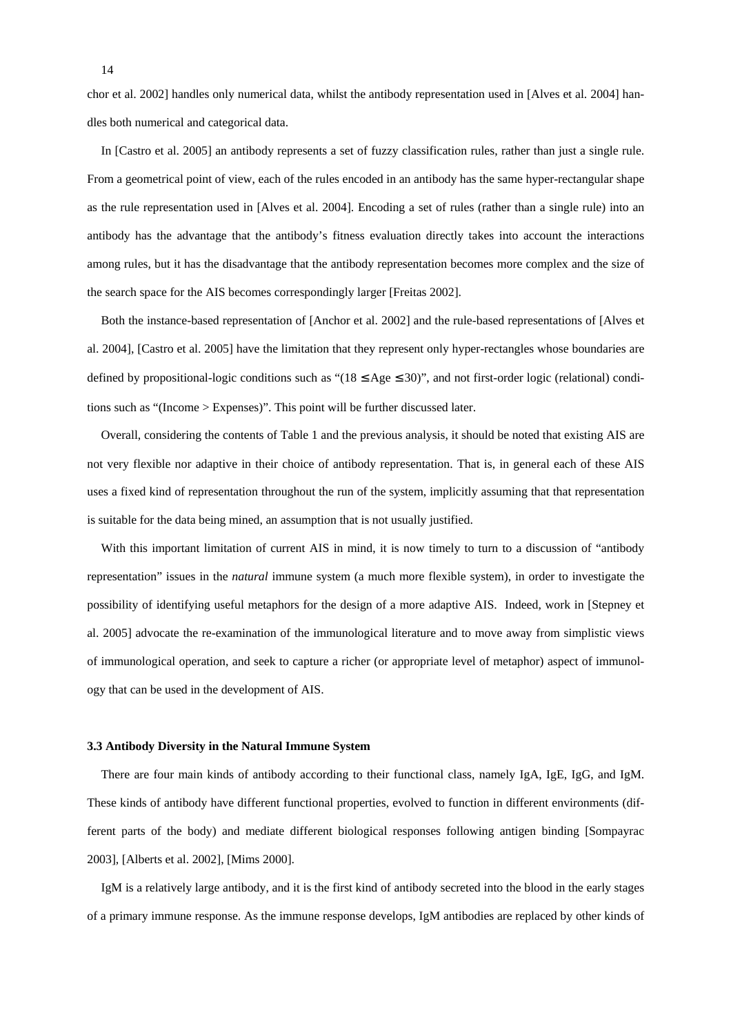chor et al. 2002] handles only numerical data, whilst the antibody representation used in [Alves et al. 2004] handles both numerical and categorical data.

In [Castro et al. 2005] an antibody represents a set of fuzzy classification rules, rather than just a single rule. From a geometrical point of view, each of the rules encoded in an antibody has the same hyper-rectangular shape as the rule representation used in [Alves et al. 2004]. Encoding a set of rules (rather than a single rule) into an antibody has the advantage that the antibody's fitness evaluation directly takes into account the interactions among rules, but it has the disadvantage that the antibody representation becomes more complex and the size of the search space for the AIS becomes correspondingly larger [Freitas 2002].

Both the instance-based representation of [Anchor et al. 2002] and the rule-based representations of [Alves et al. 2004], [Castro et al. 2005] have the limitation that they represent only hyper-rectangles whose boundaries are defined by propositional-logic conditions such as "(18 ≤ Age ≤ 30)", and not first-order logic (relational) conditions such as "(Income > Expenses)". This point will be further discussed later.

Overall, considering the contents of Table 1 and the previous analysis, it should be noted that existing AIS are not very flexible nor adaptive in their choice of antibody representation. That is, in general each of these AIS uses a fixed kind of representation throughout the run of the system, implicitly assuming that that representation is suitable for the data being mined, an assumption that is not usually justified.

With this important limitation of current AIS in mind, it is now timely to turn to a discussion of "antibody representation" issues in the *natural* immune system (a much more flexible system), in order to investigate the possibility of identifying useful metaphors for the design of a more adaptive AIS. Indeed, work in [Stepney et al. 2005] advocate the re-examination of the immunological literature and to move away from simplistic views of immunological operation, and seek to capture a richer (or appropriate level of metaphor) aspect of immunology that can be used in the development of AIS.

### 3.3 Antibody Diversity in the Natural Immune System

There are four main kinds of antibody according to their functional class, namely IgA, IgE, IgG, and IgM. These kinds of antibody have different functional properties, evolved to function in different environments (different parts of the body) and mediate different biological responses following antigen binding [Sompayrac 2003], [Alberts et al. 2002], [Mims 2000].

IgM is a relatively large antibody, and it is the first kind of antibody secreted into the blood in the early stages of a primary immune response. As the immune response develops, IgM antibodies are replaced by other kinds of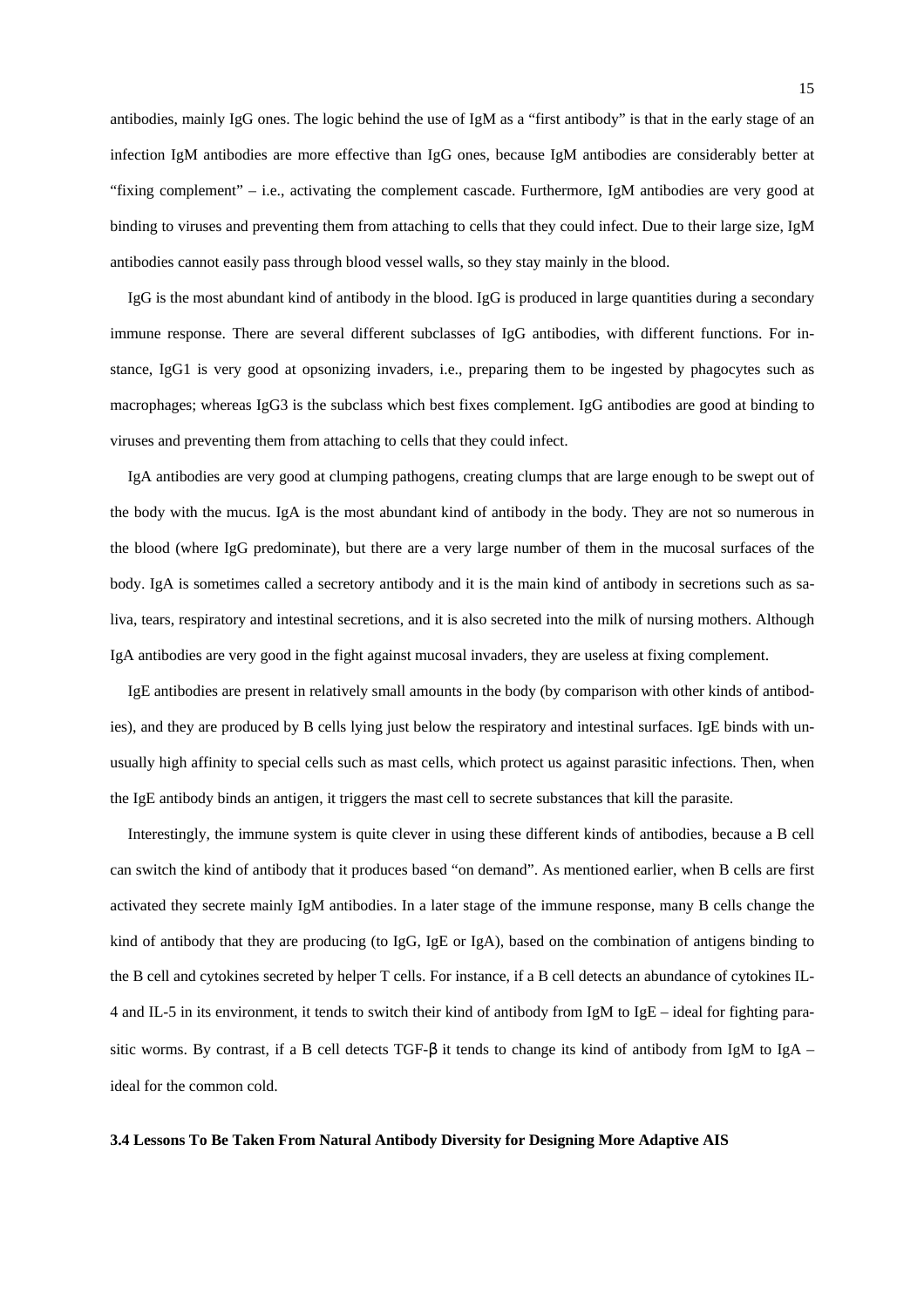antibodies, mainly IgG ones. The logic behind the use of IgM as a "first antibody" is that in the early stage of an infection IgM antibodies are more effective than IgG ones, because IgM antibodies are considerably better at "fixing complement" – i.e., activating the complement cascade. Furthermore, IgM antibodies are very good at binding to viruses and preventing them from attaching to cells that they could infect. Due to their large size, IgM antibodies cannot easily pass through blood vessel walls, so they stay mainly in the blood.

IgG is the most abundant kind of antibody in the blood. IgG is produced in large quantities during a secondary immune response. There are several different subclasses of IgG antibodies, with different functions. For instance, IgG1 is very good at opsonizing invaders, i.e., preparing them to be ingested by phagocytes such as macrophages; whereas IgG3 is the subclass which best fixes complement. IgG antibodies are good at binding to viruses and preventing them from attaching to cells that they could infect.

IgA antibodies are very good at clumping pathogens, creating clumps that are large enough to be swept out of the body with the mucus. IgA is the most abundant kind of antibody in the body. They are not so numerous in the blood (where IgG predominate), but there are a very large number of them in the mucosal surfaces of the body. IgA is sometimes called a secretory antibody and it is the main kind of antibody in secretions such as saliva, tears, respiratory and intestinal secretions, and it is also secreted into the milk of nursing mothers. Although IgA antibodies are very good in the fight against mucosal invaders, they are useless at fixing complement.

IgE antibodies are present in relatively small amounts in the body (by comparison with other kinds of antibodies), and they are produced by B cells lying just below the respiratory and intestinal surfaces. IgE binds with unusually high affinity to special cells such as mast cells, which protect us against parasitic infections. Then, when the IgE antibody binds an antigen, it triggers the mast cell to secrete substances that kill the parasite.

Interestingly, the immune system is quite clever in using these different kinds of antibodies, because a B cell can switch the kind of antibody that it produces based "on demand". As mentioned earlier, when B cells are first activated they secrete mainly IgM antibodies. In a later stage of the immune response, many B cells change the kind of antibody that they are producing (to IgG, IgE or IgA), based on the combination of antigens binding to the B cell and cytokines secreted by helper T cells. For instance, if a B cell detects an abundance of cytokines IL-4 and IL-5 in its environment, it tends to switch their kind of antibody from IgM to IgE – ideal for fighting parasitic worms. By contrast, if a B cell detects TGF-β it tends to change its kind of antibody from IgM to IgA – ideal for the common cold.

### 3.4 Lessons To Be Taken From Natural Antibody Diversity for Designing More Adaptive AIS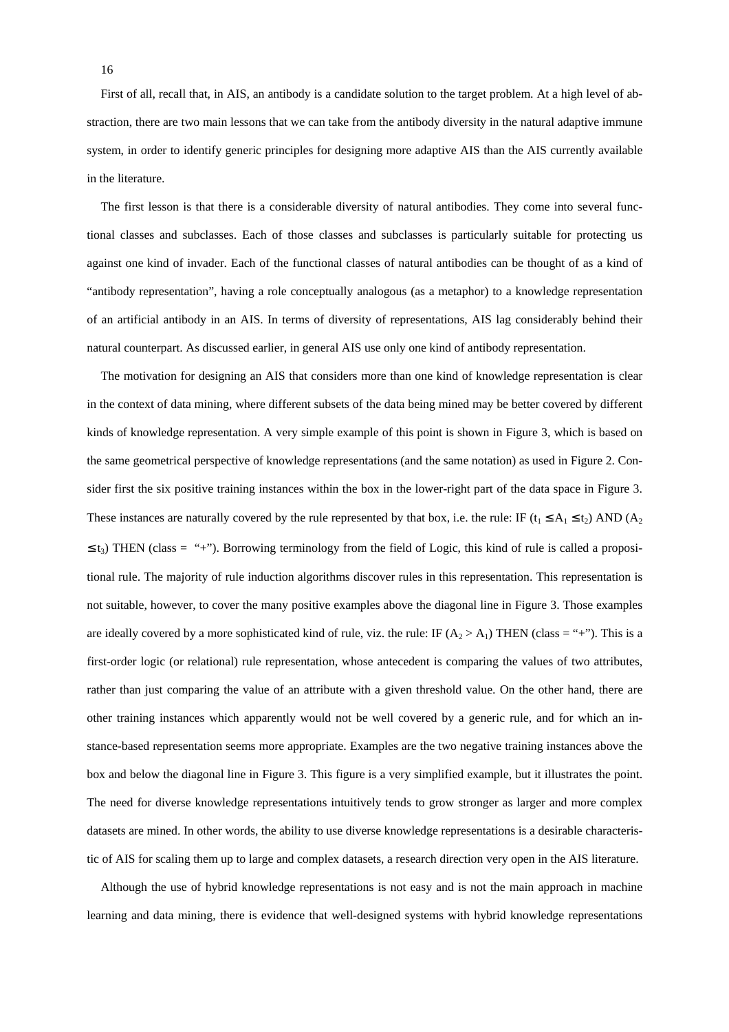First of all, recall that, in AIS, an antibody is a candidate solution to the target problem. At a high level of abstraction, there are two main lessons that we can take from the antibody diversity in the natural adaptive immune system, in order to identify generic principles for designing more adaptive AIS than the AIS currently available in the literature.

The first lesson is that there is a considerable diversity of natural antibodies. They come into several functional classes and subclasses. Each of those classes and subclasses is particularly suitable for protecting us against one kind of invader. Each of the functional classes of natural antibodies can be thought of as a kind of "antibody representation", having a role conceptually analogous (as a metaphor) to a knowledge representation of an artificial antibody in an AIS. In terms of diversity of representations, AIS lag considerably behind their natural counterpart. As discussed earlier, in general AIS use only one kind of antibody representation.

The motivation for designing an AIS that considers more than one kind of knowledge representation is clear in the context of data mining, where different subsets of the data being mined may be better covered by different kinds of knowledge representation. A very simple example of this point is shown in Figure 3, which is based on the same geometrical perspective of knowledge representations (and the same notation) as used in Figure 2. Consider first the six positive training instances within the box in the lower-right part of the data space in Figure 3. These instances are naturally covered by the rule represented by that box, i.e. the rule: IF ($t_1 \leq A_1 \leq t_2$) AND ($A_2 \leq t_3$) THEN (class = "+"). Borrowing terminology from the field of Logic, this kind of rule is called a propositional rule. The majority of rule induction algorithms discover rules in this representation. This representation is not suitable, however, to cover the many positive examples above the diagonal line in Figure 3. Those examples are ideally covered by a more sophisticated kind of rule, viz. the rule: IF ($A_2 > A_1$) THEN (class = "+"). This is a first-order logic (or relational) rule representation, whose antecedent is comparing the values of two attributes, rather than just comparing the value of an attribute with a given threshold value. On the other hand, there are other training instances which apparently would not be well covered by a generic rule, and for which an instance-based representation seems more appropriate. Examples are the two negative training instances above the box and below the diagonal line in Figure 3. This figure is a very simplified example, but it illustrates the point. The need for diverse knowledge representations intuitively tends to grow stronger as larger and more complex datasets are mined. In other words, the ability to use diverse knowledge representations is a desirable characteristic of AIS for scaling them up to large and complex datasets, a research direction very open in the AIS literature.

Although the use of hybrid knowledge representations is not easy and is not the main approach in machine learning and data mining, there is evidence that well-designed systems with hybrid knowledge representations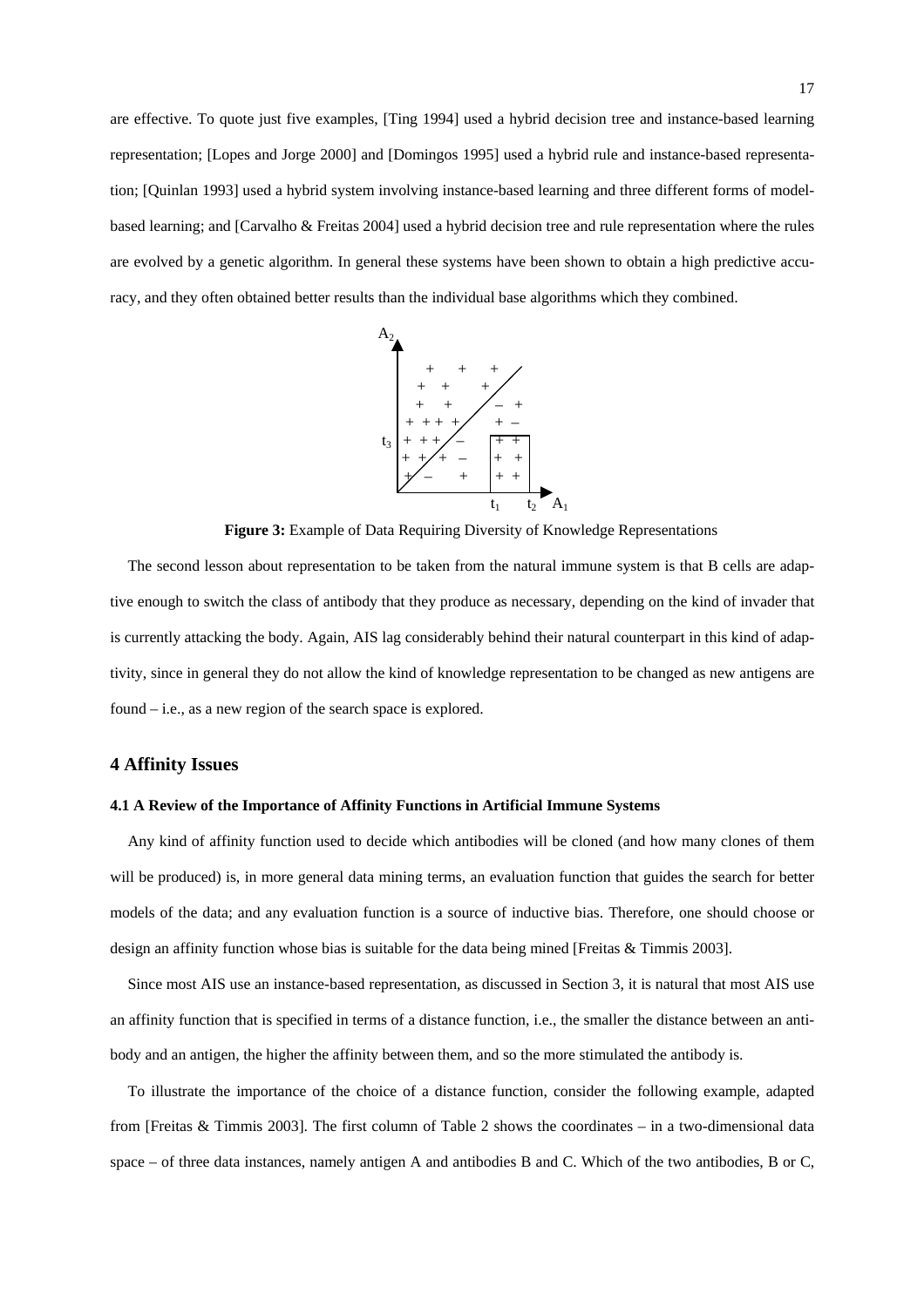are effective. To quote just five examples, [Ting 1994] used a hybrid decision tree and instance-based learning representation; [Lopes and Jorge 2000] and [Domingos 1995] used a hybrid rule and instance-based representation; [Quinlan 1993] used a hybrid system involving instance-based learning and three different forms of model-based learning; and [Carvalho & Freitas 2004] used a hybrid decision tree and rule representation where the rules are evolved by a genetic algorithm. In general these systems have been shown to obtain a high predictive accuracy, and they often obtained better results than the individual base algorithms which they combined.

**Figure 3:** Example of Data Requiring Diversity of Knowledge Representations

The second lesson about representation to be taken from the natural immune system is that B cells are adaptive enough to switch the class of antibody that they produce as necessary, depending on the kind of invader that is currently attacking the body. Again, AIS lag considerably behind their natural counterpart in this kind of adaptivity, since in general they do not allow the kind of knowledge representation to be changed as new antigens are found – i.e., as a new region of the search space is explored.

## 4 Affinity Issues

### 4.1 A Review of the Importance of Affinity Functions in Artificial Immune Systems

Any kind of affinity function used to decide which antibodies will be cloned (and how many clones of them will be produced) is, in more general data mining terms, an evaluation function that guides the search for better models of the data; and any evaluation function is a source of inductive bias. Therefore, one should choose or design an affinity function whose bias is suitable for the data being mined [Freitas & Timmis 2003].

Since most AIS use an instance-based representation, as discussed in Section 3, it is natural that most AIS use an affinity function that is specified in terms of a distance function, i.e., the smaller the distance between an antibody and an antigen, the higher the affinity between them, and so the more stimulated the antibody is.

To illustrate the importance of the choice of a distance function, consider the following example, adapted from [Freitas & Timmis 2003]. The first column of Table 2 shows the coordinates – in a two-dimensional data space – of three data instances, namely antigen A and antibodies B and C. Which of the two antibodies, B or C,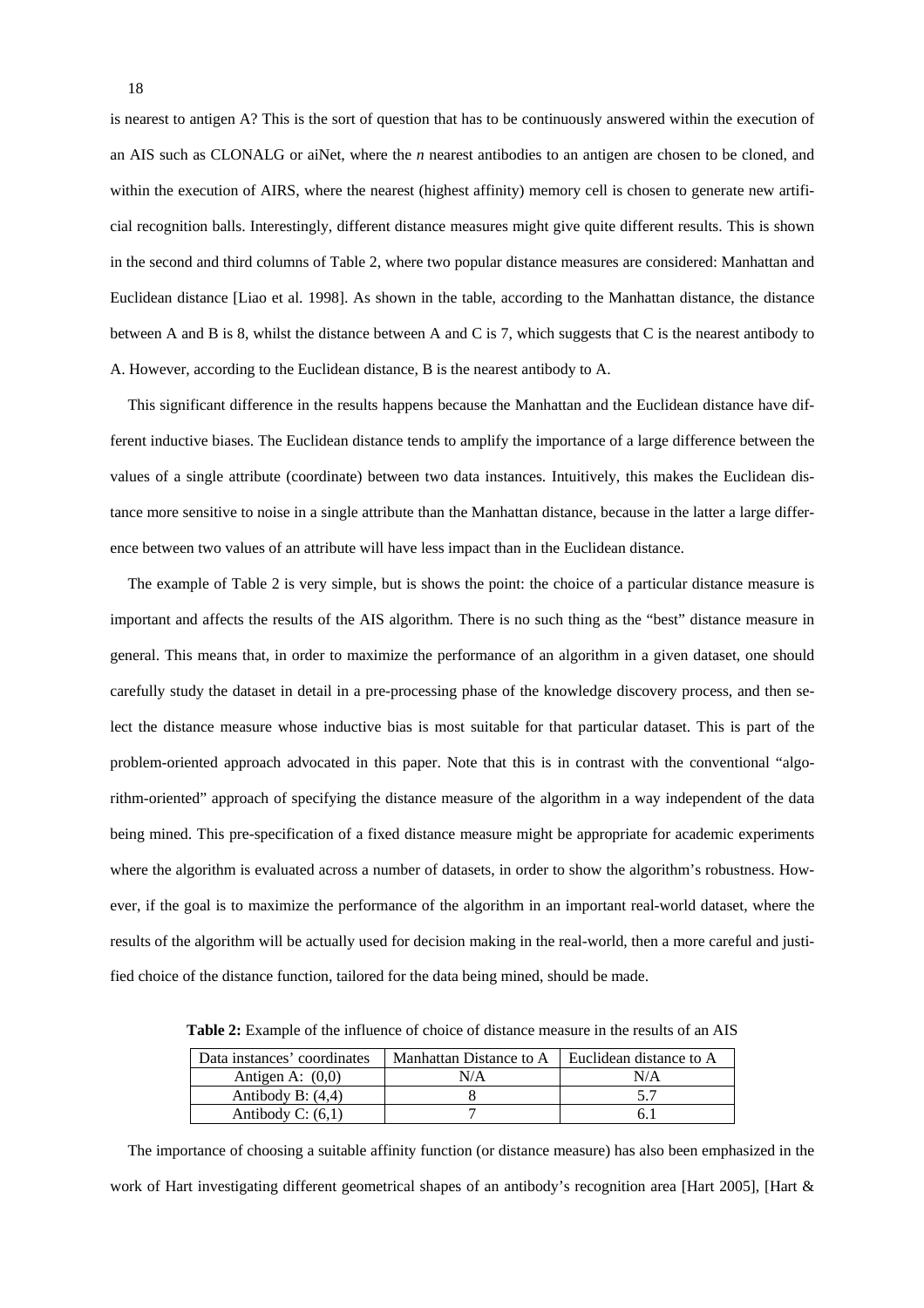is nearest to antigen A? This is the sort of question that has to be continuously answered within the execution of an AIS such as CLONALG or aiNet, where the *n* nearest antibodies to an antigen are chosen to be cloned, and within the execution of AIRS, where the nearest (highest affinity) memory cell is chosen to generate new artificial recognition balls. Interestingly, different distance measures might give quite different results. This is shown in the second and third columns of Table 2, where two popular distance measures are considered: Manhattan and Euclidean distance [Liao et al. 1998]. As shown in the table, according to the Manhattan distance, the distance between A and B is 8, whilst the distance between A and C is 7, which suggests that C is the nearest antibody to A. However, according to the Euclidean distance, B is the nearest antibody to A.

This significant difference in the results happens because the Manhattan and the Euclidean distance have different inductive biases. The Euclidean distance tends to amplify the importance of a large difference between the values of a single attribute (coordinate) between two data instances. Intuitively, this makes the Euclidean distance more sensitive to noise in a single attribute than the Manhattan distance, because in the latter a large difference between two values of an attribute will have less impact than in the Euclidean distance.

The example of Table 2 is very simple, but is shows the point: the choice of a particular distance measure is important and affects the results of the AIS algorithm. There is no such thing as the "best" distance measure in general. This means that, in order to maximize the performance of an algorithm in a given dataset, one should carefully study the dataset in detail in a pre-processing phase of the knowledge discovery process, and then select the distance measure whose inductive bias is most suitable for that particular dataset. This is part of the problem-oriented approach advocated in this paper. Note that this is in contrast with the conventional "algorithm-oriented" approach of specifying the distance measure of the algorithm in a way independent of the data being mined. This pre-specification of a fixed distance measure might be appropriate for academic experiments where the algorithm is evaluated across a number of datasets, in order to show the algorithm's robustness. However, if the goal is to maximize the performance of the algorithm in an important real-world dataset, where the results of the algorithm will be actually used for decision making in the real-world, then a more careful and justified choice of the distance function, tailored for the data being mined, should be made.

**Table 2:** Example of the influence of choice of distance measure in the results of an AIS

| Data instances' coordinates | Manhattan Distance to A | Euclidean distance to A |
|---|---|---|
| Antigen A: (0,0) | N/A | N/A |
| Antibody B: (4,4) | 8 | 5.7 |
| Antibody C: (6,1) | 7 | 6.1 |

The importance of choosing a suitable affinity function (or distance measure) has also been emphasized in the work of Hart investigating different geometrical shapes of an antibody's recognition area [Hart 2005], [Hart &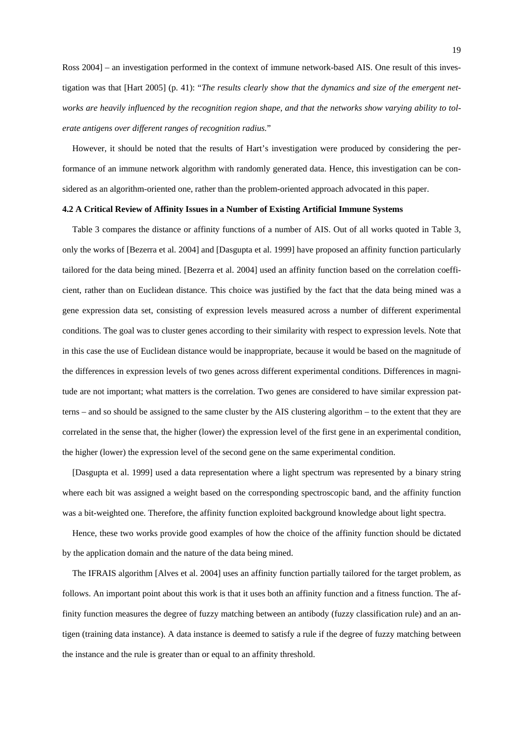Ross 2004] – an investigation performed in the context of immune network-based AIS. One result of this investigation was that [Hart 2005] (p. 41): "*The results clearly show that the dynamics and size of the emergent networks are heavily influenced by the recognition region shape, and that the networks show varying ability to tolerate antigens over different ranges of recognition radius.*"

However, it should be noted that the results of Hart's investigation were produced by considering the performance of an immune network algorithm with randomly generated data. Hence, this investigation can be considered as an algorithm-oriented one, rather than the problem-oriented approach advocated in this paper.

### 4.2 A Critical Review of Affinity Issues in a Number of Existing Artificial Immune Systems

Table 3 compares the distance or affinity functions of a number of AIS. Out of all works quoted in Table 3, only the works of [Bezerra et al. 2004] and [Dasgupta et al. 1999] have proposed an affinity function particularly tailored for the data being mined. [Bezerra et al. 2004] used an affinity function based on the correlation coefficient, rather than on Euclidean distance. This choice was justified by the fact that the data being mined was a gene expression data set, consisting of expression levels measured across a number of different experimental conditions. The goal was to cluster genes according to their similarity with respect to expression levels. Note that in this case the use of Euclidean distance would be inappropriate, because it would be based on the magnitude of the differences in expression levels of two genes across different experimental conditions. Differences in magnitude are not important; what matters is the correlation. Two genes are considered to have similar expression patterns – and so should be assigned to the same cluster by the AIS clustering algorithm – to the extent that they are correlated in the sense that, the higher (lower) the expression level of the first gene in an experimental condition, the higher (lower) the expression level of the second gene on the same experimental condition.

[Dasgupta et al. 1999] used a data representation where a light spectrum was represented by a binary string where each bit was assigned a weight based on the corresponding spectroscopic band, and the affinity function was a bit-weighted one. Therefore, the affinity function exploited background knowledge about light spectra.

Hence, these two works provide good examples of how the choice of the affinity function should be dictated by the application domain and the nature of the data being mined.

The IFRAIS algorithm [Alves et al. 2004] uses an affinity function partially tailored for the target problem, as follows. An important point about this work is that it uses both an affinity function and a fitness function. The affinity function measures the degree of fuzzy matching between an antibody (fuzzy classification rule) and an antigen (training data instance). A data instance is deemed to satisfy a rule if the degree of fuzzy matching between the instance and the rule is greater than or equal to an affinity threshold.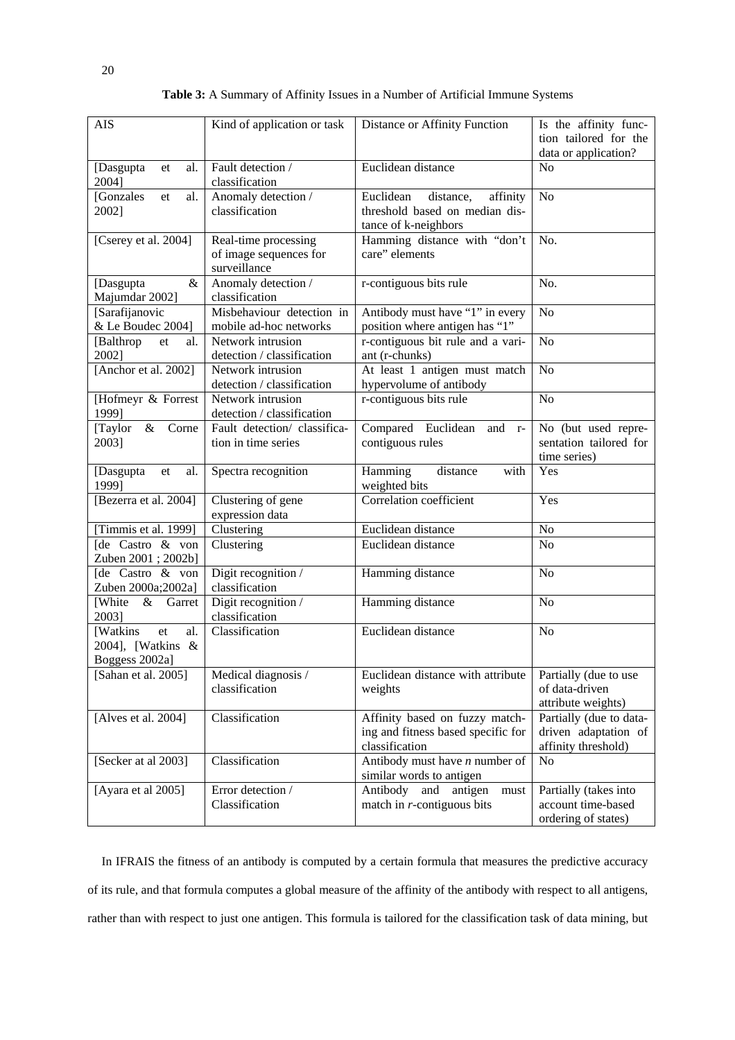**Table 3:** A Summary of Affinity Issues in a Number of Artificial Immune Systems

| AIS | Kind of application or task | Distance or Affinity Function | Is the affinity function tailored for the data or application? |
|---|---|---|---|
| [Dasgupta et al. 2004] | Fault detection / classification | Euclidean distance | No |
| [Gonzales et al. 2002] | Anomaly detection / classification | Euclidean distance, affinity threshold based on median distance of k-neighbors | No |
| [Cserey et al. 2004] | Real-time processing of image sequences for surveillance | Hamming distance with "don't care" elements | No. |
| [Dasgupta & Majumdar 2002] | Anomaly detection / classification | r-contiguous bits rule | No. |
| [Sarafijanovic & Le Boudec 2004] | Misbehaviour detection in mobile ad-hoc networks | Antibody must have "1" in every position where antigen has "1" | No |
| [Balthrop et al. 2002] | Network intrusion detection / classification | r-contiguous bit rule and a variant (r-chunks) | No |
| [Anchor et al. 2002] | Network intrusion detection / classification | At least 1 antigen must match hypervolume of antibody | No |
| [Hofmeyr & Forrest 1999] | Network intrusion detection / classification | r-contiguous bits rule | No |
| [Taylor & Corne 2003] | Fault detection/ classification in time series | Compared Euclidean and r-contiguous rules | No (but used representation tailored for time series) |
| [Dasgupta et al. 1999] | Spectra recognition | Hamming distance with weighted bits | Yes |
| [Bezerra et al. 2004] | Clustering of gene expression data | Correlation coefficient | Yes |
| [Timmis et al. 1999] | Clustering | Euclidean distance | No |
| [de Castro & von Zuben 2001 ; 2002b] | Clustering | Euclidean distance | No |
| [de Castro & von Zuben 2000a;2002a] | Digit recognition / classification | Hamming distance | No |
| [White & Garret 2003] | Digit recognition / classification | Hamming distance | No |
| [Watkins et al. 2004], [Watkins & Boggess 2002a] | Classification | Euclidean distance | No |
| [Sahan et al. 2005] | Medical diagnosis / classification | Euclidean distance with attribute weights | Partially (due to use of data-driven attribute weights) |
| [Alves et al. 2004] | Classification | Affinity based on fuzzy matching and fitness based specific for classification | Partially (due to data-driven adaptation of affinity threshold) |
| [Secker at al 2003] | Classification | Antibody must have *n* number of similar words to antigen | No |
| [Ayara et al 2005] | Error detection / Classification | Antibody and antigen must match in *r*-contiguous bits | Partially (takes into account time-based ordering of states) |

In IFRAIS the fitness of an antibody is computed by a certain formula that measures the predictive accuracy of its rule, and that formula computes a global measure of the affinity of the antibody with respect to all antigens, rather than with respect to just one antigen. This formula is tailored for the classification task of data mining, but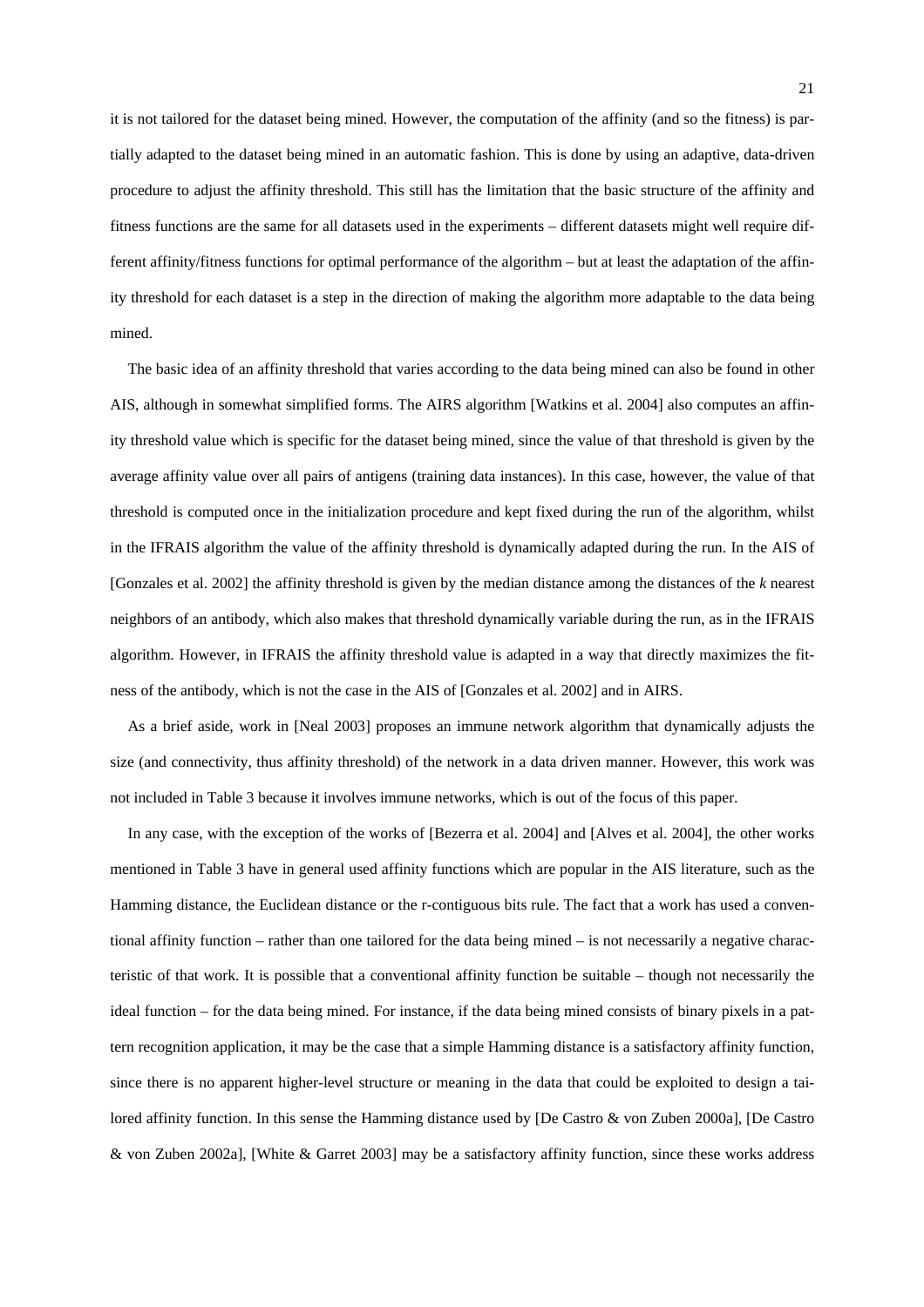it is not tailored for the dataset being mined. However, the computation of the affinity (and so the fitness) is partially adapted to the dataset being mined in an automatic fashion. This is done by using an adaptive, data-driven procedure to adjust the affinity threshold. This still has the limitation that the basic structure of the affinity and fitness functions are the same for all datasets used in the experiments – different datasets might well require different affinity/fitness functions for optimal performance of the algorithm – but at least the adaptation of the affinity threshold for each dataset is a step in the direction of making the algorithm more adaptable to the data being mined.

The basic idea of an affinity threshold that varies according to the data being mined can also be found in other AIS, although in somewhat simplified forms. The AIRS algorithm [Watkins et al. 2004] also computes an affinity threshold value which is specific for the dataset being mined, since the value of that threshold is given by the average affinity value over all pairs of antigens (training data instances). In this case, however, the value of that threshold is computed once in the initialization procedure and kept fixed during the run of the algorithm, whilst in the IFRAIS algorithm the value of the affinity threshold is dynamically adapted during the run. In the AIS of [Gonzales et al. 2002] the affinity threshold is given by the median distance among the distances of the *k* nearest neighbors of an antibody, which also makes that threshold dynamically variable during the run, as in the IFRAIS algorithm. However, in IFRAIS the affinity threshold value is adapted in a way that directly maximizes the fitness of the antibody, which is not the case in the AIS of [Gonzales et al. 2002] and in AIRS.

As a brief aside, work in [Neal 2003] proposes an immune network algorithm that dynamically adjusts the size (and connectivity, thus affinity threshold) of the network in a data driven manner. However, this work was not included in Table 3 because it involves immune networks, which is out of the focus of this paper.

In any case, with the exception of the works of [Bezerra et al. 2004] and [Alves et al. 2004], the other works mentioned in Table 3 have in general used affinity functions which are popular in the AIS literature, such as the Hamming distance, the Euclidean distance or the r-contiguous bits rule. The fact that a work has used a conventional affinity function – rather than one tailored for the data being mined – is not necessarily a negative characteristic of that work. It is possible that a conventional affinity function be suitable – though not necessarily the ideal function – for the data being mined. For instance, if the data being mined consists of binary pixels in a pattern recognition application, it may be the case that a simple Hamming distance is a satisfactory affinity function, since there is no apparent higher-level structure or meaning in the data that could be exploited to design a tailored affinity function. In this sense the Hamming distance used by [De Castro & von Zuben 2000a], [De Castro & von Zuben 2002a], [White & Garret 2003] may be a satisfactory affinity function, since these works address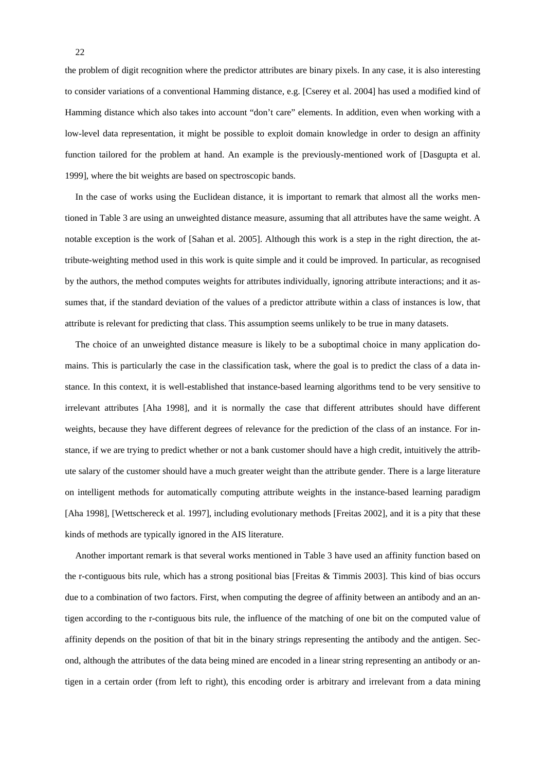the problem of digit recognition where the predictor attributes are binary pixels. In any case, it is also interesting to consider variations of a conventional Hamming distance, e.g. [Cserey et al. 2004] has used a modified kind of Hamming distance which also takes into account "don't care" elements. In addition, even when working with a low-level data representation, it might be possible to exploit domain knowledge in order to design an affinity function tailored for the problem at hand. An example is the previously-mentioned work of [Dasgupta et al. 1999], where the bit weights are based on spectroscopic bands.

In the case of works using the Euclidean distance, it is important to remark that almost all the works mentioned in Table 3 are using an unweighted distance measure, assuming that all attributes have the same weight. A notable exception is the work of [Sahan et al. 2005]. Although this work is a step in the right direction, the attribute-weighting method used in this work is quite simple and it could be improved. In particular, as recognised by the authors, the method computes weights for attributes individually, ignoring attribute interactions; and it assumes that, if the standard deviation of the values of a predictor attribute within a class of instances is low, that attribute is relevant for predicting that class. This assumption seems unlikely to be true in many datasets.

The choice of an unweighted distance measure is likely to be a suboptimal choice in many application domains. This is particularly the case in the classification task, where the goal is to predict the class of a data instance. In this context, it is well-established that instance-based learning algorithms tend to be very sensitive to irrelevant attributes [Aha 1998], and it is normally the case that different attributes should have different weights, because they have different degrees of relevance for the prediction of the class of an instance. For instance, if we are trying to predict whether or not a bank customer should have a high credit, intuitively the attribute salary of the customer should have a much greater weight than the attribute gender. There is a large literature on intelligent methods for automatically computing attribute weights in the instance-based learning paradigm [Aha 1998], [Wettschereck et al. 1997], including evolutionary methods [Freitas 2002], and it is a pity that these kinds of methods are typically ignored in the AIS literature.

Another important remark is that several works mentioned in Table 3 have used an affinity function based on the r-contiguous bits rule, which has a strong positional bias [Freitas & Timmis 2003]. This kind of bias occurs due to a combination of two factors. First, when computing the degree of affinity between an antibody and an antigen according to the r-contiguous bits rule, the influence of the matching of one bit on the computed value of affinity depends on the position of that bit in the binary strings representing the antibody and the antigen. Second, although the attributes of the data being mined are encoded in a linear string representing an antibody or antigen in a certain order (from left to right), this encoding order is arbitrary and irrelevant from a data mining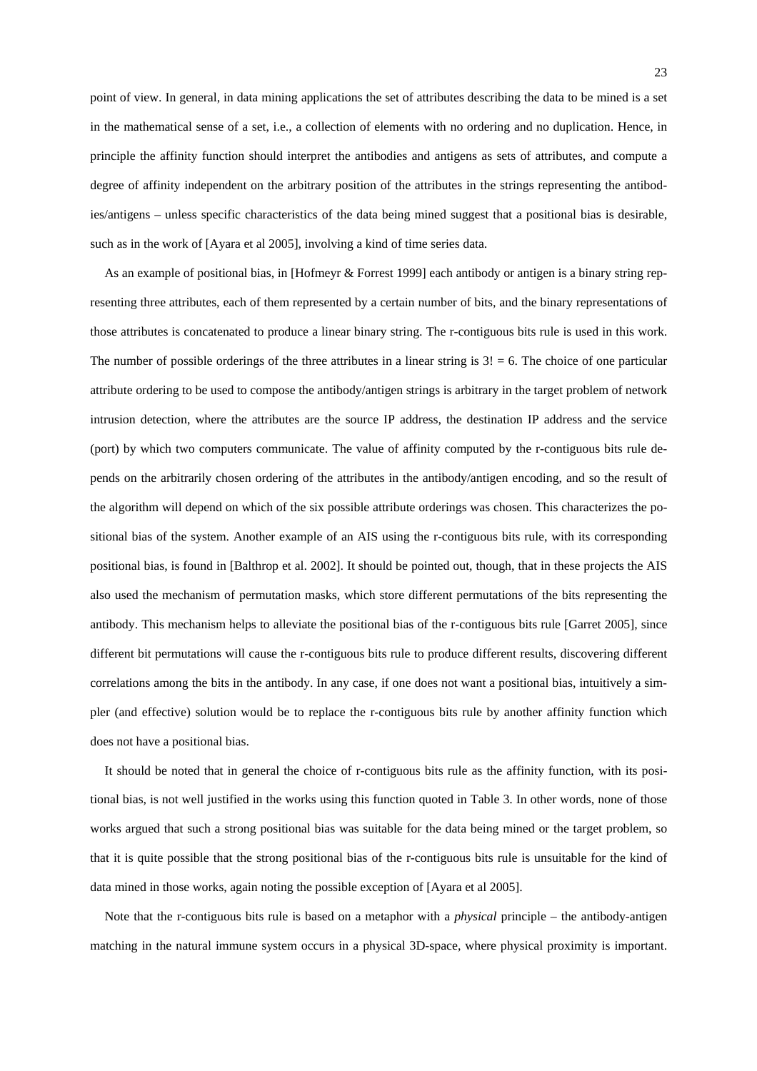point of view. In general, in data mining applications the set of attributes describing the data to be mined is a set in the mathematical sense of a set, i.e., a collection of elements with no ordering and no duplication. Hence, in principle the affinity function should interpret the antibodies and antigens as sets of attributes, and compute a degree of affinity independent on the arbitrary position of the attributes in the strings representing the antibodies/antigens – unless specific characteristics of the data being mined suggest that a positional bias is desirable, such as in the work of [Ayara et al 2005], involving a kind of time series data.

As an example of positional bias, in [Hofmeyr & Forrest 1999] each antibody or antigen is a binary string representing three attributes, each of them represented by a certain number of bits, and the binary representations of those attributes is concatenated to produce a linear binary string. The r-contiguous bits rule is used in this work. The number of possible orderings of the three attributes in a linear string is $3! = 6$. The choice of one particular attribute ordering to be used to compose the antibody/antigen strings is arbitrary in the target problem of network intrusion detection, where the attributes are the source IP address, the destination IP address and the service (port) by which two computers communicate. The value of affinity computed by the r-contiguous bits rule depends on the arbitrarily chosen ordering of the attributes in the antibody/antigen encoding, and so the result of the algorithm will depend on which of the six possible attribute orderings was chosen. This characterizes the positional bias of the system. Another example of an AIS using the r-contiguous bits rule, with its corresponding positional bias, is found in [Balthrop et al. 2002]. It should be pointed out, though, that in these projects the AIS also used the mechanism of permutation masks, which store different permutations of the bits representing the antibody. This mechanism helps to alleviate the positional bias of the r-contiguous bits rule [Garret 2005], since different bit permutations will cause the r-contiguous bits rule to produce different results, discovering different correlations among the bits in the antibody. In any case, if one does not want a positional bias, intuitively a simpler (and effective) solution would be to replace the r-contiguous bits rule by another affinity function which does not have a positional bias.

It should be noted that in general the choice of r-contiguous bits rule as the affinity function, with its positional bias, is not well justified in the works using this function quoted in Table 3. In other words, none of those works argued that such a strong positional bias was suitable for the data being mined or the target problem, so that it is quite possible that the strong positional bias of the r-contiguous bits rule is unsuitable for the kind of data mined in those works, again noting the possible exception of [Ayara et al 2005].

Note that the r-contiguous bits rule is based on a metaphor with a *physical* principle – the antibody-antigen matching in the natural immune system occurs in a physical 3D-space, where physical proximity is important.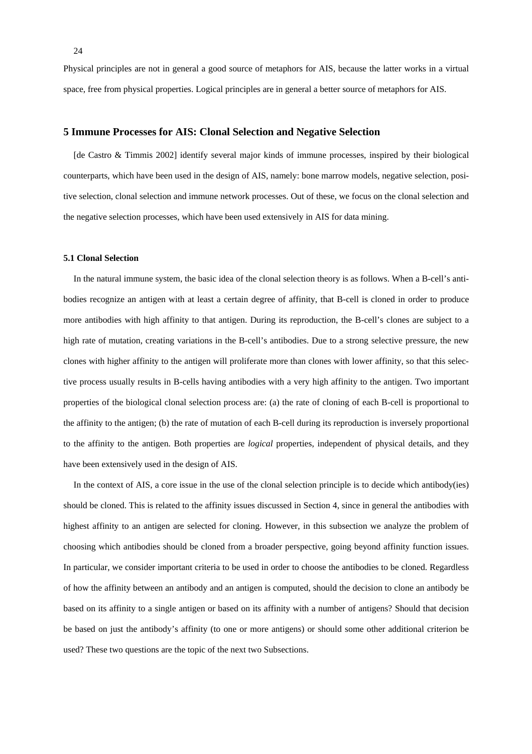Physical principles are not in general a good source of metaphors for AIS, because the latter works in a virtual space, free from physical properties. Logical principles are in general a better source of metaphors for AIS.

## 5 Immune Processes for AIS: Clonal Selection and Negative Selection

[de Castro & Timmis 2002] identify several major kinds of immune processes, inspired by their biological counterparts, which have been used in the design of AIS, namely: bone marrow models, negative selection, positive selection, clonal selection and immune network processes. Out of these, we focus on the clonal selection and the negative selection processes, which have been used extensively in AIS for data mining.

### 5.1 Clonal Selection

In the natural immune system, the basic idea of the clonal selection theory is as follows. When a B-cell's antibodies recognize an antigen with at least a certain degree of affinity, that B-cell is cloned in order to produce more antibodies with high affinity to that antigen. During its reproduction, the B-cell's clones are subject to a high rate of mutation, creating variations in the B-cell's antibodies. Due to a strong selective pressure, the new clones with higher affinity to the antigen will proliferate more than clones with lower affinity, so that this selective process usually results in B-cells having antibodies with a very high affinity to the antigen. Two important properties of the biological clonal selection process are: (a) the rate of cloning of each B-cell is proportional to the affinity to the antigen; (b) the rate of mutation of each B-cell during its reproduction is inversely proportional to the affinity to the antigen. Both properties are *logical* properties, independent of physical details, and they have been extensively used in the design of AIS.

In the context of AIS, a core issue in the use of the clonal selection principle is to decide which antibody(ies) should be cloned. This is related to the affinity issues discussed in Section 4, since in general the antibodies with highest affinity to an antigen are selected for cloning. However, in this subsection we analyze the problem of choosing which antibodies should be cloned from a broader perspective, going beyond affinity function issues. In particular, we consider important criteria to be used in order to choose the antibodies to be cloned. Regardless of how the affinity between an antibody and an antigen is computed, should the decision to clone an antibody be based on its affinity to a single antigen or based on its affinity with a number of antigens? Should that decision be based on just the antibody's affinity (to one or more antigens) or should some other additional criterion be used? These two questions are the topic of the next two Subsections.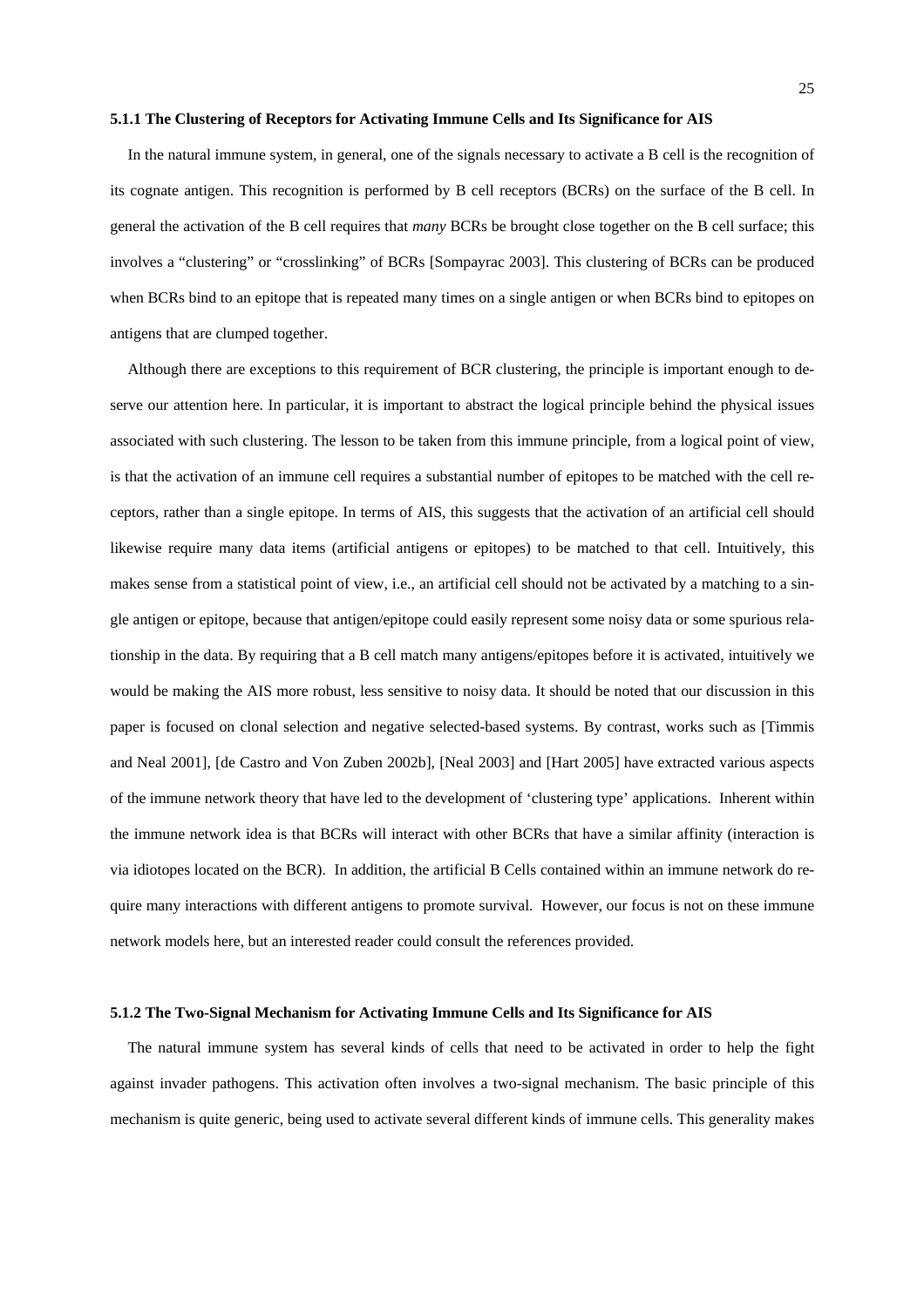#### 5.1.1 The Clustering of Receptors for Activating Immune Cells and Its Significance for AIS

In the natural immune system, in general, one of the signals necessary to activate a B cell is the recognition of its cognate antigen. This recognition is performed by B cell receptors (BCRs) on the surface of the B cell. In general the activation of the B cell requires that *many* BCRs be brought close together on the B cell surface; this involves a "clustering" or "crosslinking" of BCRs [Sompayrac 2003]. This clustering of BCRs can be produced when BCRs bind to an epitope that is repeated many times on a single antigen or when BCRs bind to epitopes on antigens that are clumped together.

Although there are exceptions to this requirement of BCR clustering, the principle is important enough to deserve our attention here. In particular, it is important to abstract the logical principle behind the physical issues associated with such clustering. The lesson to be taken from this immune principle, from a logical point of view, is that the activation of an immune cell requires a substantial number of epitopes to be matched with the cell receptors, rather than a single epitope. In terms of AIS, this suggests that the activation of an artificial cell should likewise require many data items (artificial antigens or epitopes) to be matched to that cell. Intuitively, this makes sense from a statistical point of view, i.e., an artificial cell should not be activated by a matching to a single antigen or epitope, because that antigen/epitope could easily represent some noisy data or some spurious relationship in the data. By requiring that a B cell match many antigens/epitopes before it is activated, intuitively we would be making the AIS more robust, less sensitive to noisy data. It should be noted that our discussion in this paper is focused on clonal selection and negative selected-based systems. By contrast, works such as [Timmis and Neal 2001], [de Castro and Von Zuben 2002b], [Neal 2003] and [Hart 2005] have extracted various aspects of the immune network theory that have led to the development of 'clustering type' applications. Inherent within the immune network idea is that BCRs will interact with other BCRs that have a similar affinity (interaction is via idiotopes located on the BCR). In addition, the artificial B Cells contained within an immune network do require many interactions with different antigens to promote survival. However, our focus is not on these immune network models here, but an interested reader could consult the references provided.

#### 5.1.2 The Two-Signal Mechanism for Activating Immune Cells and Its Significance for AIS

The natural immune system has several kinds of cells that need to be activated in order to help the fight against invader pathogens. This activation often involves a two-signal mechanism. The basic principle of this mechanism is quite generic, being used to activate several different kinds of immune cells. This generality makes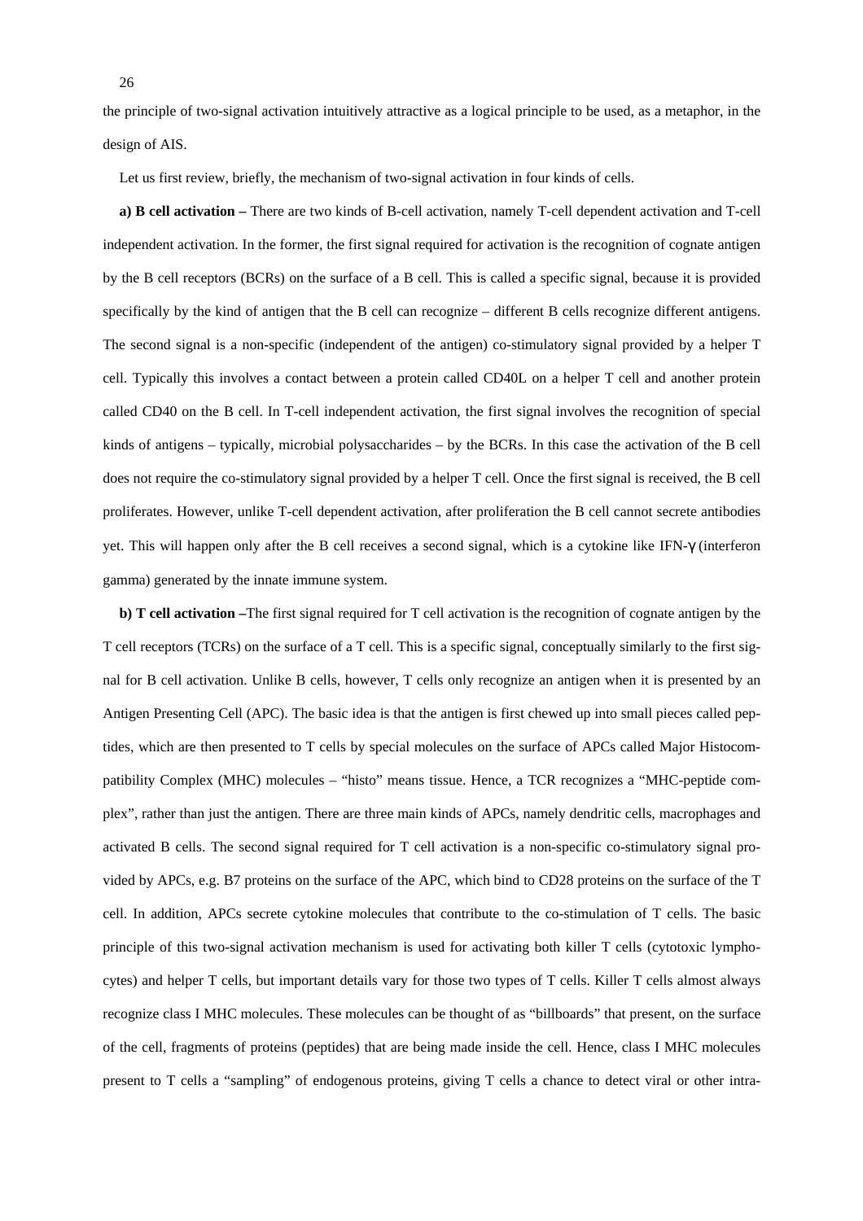the principle of two-signal activation intuitively attractive as a logical principle to be used, as a metaphor, in the design of AIS.

Let us first review, briefly, the mechanism of two-signal activation in four kinds of cells.

**a) B cell activation –** There are two kinds of B-cell activation, namely T-cell dependent activation and T-cell independent activation. In the former, the first signal required for activation is the recognition of cognate antigen by the B cell receptors (BCRs) on the surface of a B cell. This is called a specific signal, because it is provided specifically by the kind of antigen that the B cell can recognize – different B cells recognize different antigens. The second signal is a non-specific (independent of the antigen) co-stimulatory signal provided by a helper T cell. Typically this involves a contact between a protein called CD40L on a helper T cell and another protein called CD40 on the B cell. In T-cell independent activation, the first signal involves the recognition of special kinds of antigens – typically, microbial polysaccharides – by the BCRs. In this case the activation of the B cell does not require the co-stimulatory signal provided by a helper T cell. Once the first signal is received, the B cell proliferates. However, unlike T-cell dependent activation, after proliferation the B cell cannot secrete antibodies yet. This will happen only after the B cell receives a second signal, which is a cytokine like IFN-$\gamma$ (interferon gamma) generated by the innate immune system.

**b) T cell activation –**The first signal required for T cell activation is the recognition of cognate antigen by the T cell receptors (TCRs) on the surface of a T cell. This is a specific signal, conceptually similarly to the first signal for B cell activation. Unlike B cells, however, T cells only recognize an antigen when it is presented by an Antigen Presenting Cell (APC). The basic idea is that the antigen is first chewed up into small pieces called peptides, which are then presented to T cells by special molecules on the surface of APCs called Major Histocompatibility Complex (MHC) molecules – "histo" means tissue. Hence, a TCR recognizes a "MHC-peptide complex", rather than just the antigen. There are three main kinds of APCs, namely dendritic cells, macrophages and activated B cells. The second signal required for T cell activation is a non-specific co-stimulatory signal provided by APCs, e.g. B7 proteins on the surface of the APC, which bind to CD28 proteins on the surface of the T cell. In addition, APCs secrete cytokine molecules that contribute to the co-stimulation of T cells. The basic principle of this two-signal activation mechanism is used for activating both killer T cells (cytotoxic lymphocytes) and helper T cells, but important details vary for those two types of T cells. Killer T cells almost always recognize class I MHC molecules. These molecules can be thought of as "billboards" that present, on the surface of the cell, fragments of proteins (peptides) that are being made inside the cell. Hence, class I MHC molecules present to T cells a "sampling" of endogenous proteins, giving T cells a chance to detect viral or other intra-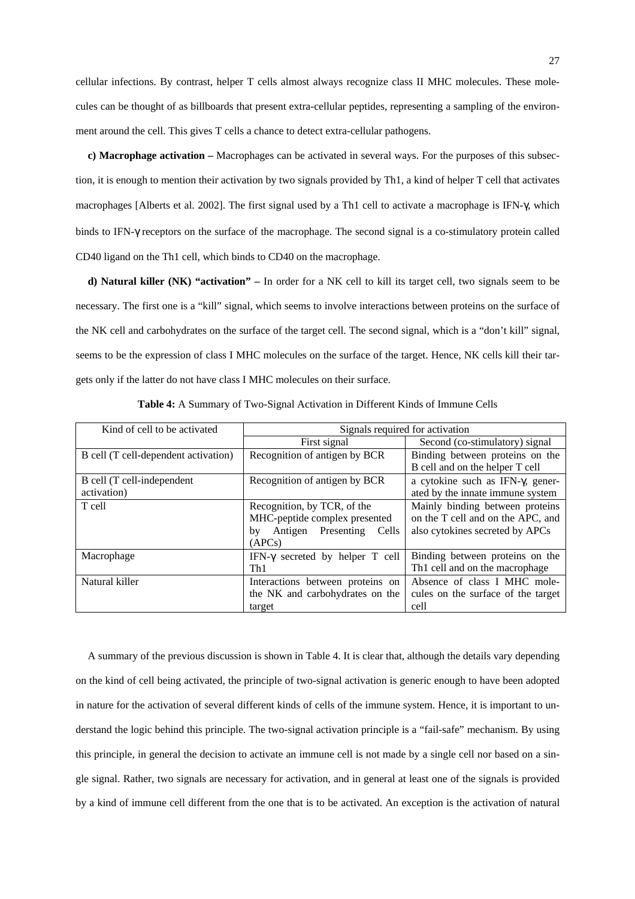cellular infections. By contrast, helper T cells almost always recognize class II MHC molecules. These molecules can be thought of as billboards that present extra-cellular peptides, representing a sampling of the environment around the cell. This gives T cells a chance to detect extra-cellular pathogens.

**c) Macrophage activation –** Macrophages can be activated in several ways. For the purposes of this subsection, it is enough to mention their activation by two signals provided by Th1, a kind of helper T cell that activates macrophages [Alberts et al. 2002]. The first signal used by a Th1 cell to activate a macrophage is IFN-γ, which binds to IFN-γ receptors on the surface of the macrophage. The second signal is a co-stimulatory protein called CD40 ligand on the Th1 cell, which binds to CD40 on the macrophage.

**d) Natural killer (NK) "activation" –** In order for a NK cell to kill its target cell, two signals seem to be necessary. The first one is a "kill" signal, which seems to involve interactions between proteins on the surface of the NK cell and carbohydrates on the surface of the target cell. The second signal, which is a "don't kill" signal, seems to be the expression of class I MHC molecules on the surface of the target. Hence, NK cells kill their targets only if the latter do not have class I MHC molecules on their surface.

**Table 4:** A Summary of Two-Signal Activation in Different Kinds of Immune Cells

| Kind of cell to be activated | Signals required for activation | |
|---|---|---|
| | First signal | Second (co-stimulatory) signal |
| B cell (T cell-dependent activation) | Recognition of antigen by BCR | Binding between proteins on the B cell and on the helper T cell |
| B cell (T cell-independent activation) | Recognition of antigen by BCR | a cytokine such as IFN-γ, generated by the innate immune system |
| T cell | Recognition, by TCR, of the MHC-peptide complex presented by Antigen Presenting Cells (APCs) | Mainly binding between proteins on the T cell and on the APC, and also cytokines secreted by APCs |
| Macrophage | IFN-γ secreted by helper T cell Th1 | Binding between proteins on the Th1 cell and on the macrophage |
| Natural killer | Interactions between proteins on the NK and carbohydrates on the target | Absence of class I MHC molecules on the surface of the target cell |

A summary of the previous discussion is shown in Table 4. It is clear that, although the details vary depending on the kind of cell being activated, the principle of two-signal activation is generic enough to have been adopted in nature for the activation of several different kinds of cells of the immune system. Hence, it is important to understand the logic behind this principle. The two-signal activation principle is a "fail-safe" mechanism. By using this principle, in general the decision to activate an immune cell is not made by a single cell nor based on a single signal. Rather, two signals are necessary for activation, and in general at least one of the signals is provided by a kind of immune cell different from the one that is to be activated. An exception is the activation of natural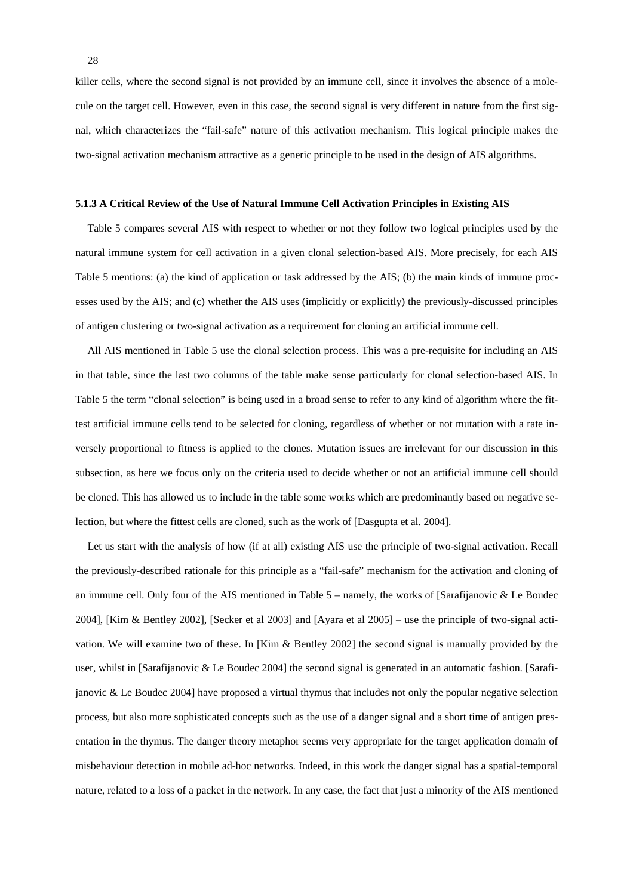killer cells, where the second signal is not provided by an immune cell, since it involves the absence of a molecule on the target cell. However, even in this case, the second signal is very different in nature from the first signal, which characterizes the "fail-safe" nature of this activation mechanism. This logical principle makes the two-signal activation mechanism attractive as a generic principle to be used in the design of AIS algorithms.

### 5.1.3 A Critical Review of the Use of Natural Immune Cell Activation Principles in Existing AIS

Table 5 compares several AIS with respect to whether or not they follow two logical principles used by the natural immune system for cell activation in a given clonal selection-based AIS. More precisely, for each AIS Table 5 mentions: (a) the kind of application or task addressed by the AIS; (b) the main kinds of immune processes used by the AIS; and (c) whether the AIS uses (implicitly or explicitly) the previously-discussed principles of antigen clustering or two-signal activation as a requirement for cloning an artificial immune cell.

All AIS mentioned in Table 5 use the clonal selection process. This was a pre-requisite for including an AIS in that table, since the last two columns of the table make sense particularly for clonal selection-based AIS. In Table 5 the term "clonal selection" is being used in a broad sense to refer to any kind of algorithm where the fittest artificial immune cells tend to be selected for cloning, regardless of whether or not mutation with a rate inversely proportional to fitness is applied to the clones. Mutation issues are irrelevant for our discussion in this subsection, as here we focus only on the criteria used to decide whether or not an artificial immune cell should be cloned. This has allowed us to include in the table some works which are predominantly based on negative selection, but where the fittest cells are cloned, such as the work of [Dasgupta et al. 2004].

Let us start with the analysis of how (if at all) existing AIS use the principle of two-signal activation. Recall the previously-described rationale for this principle as a "fail-safe" mechanism for the activation and cloning of an immune cell. Only four of the AIS mentioned in Table 5 – namely, the works of [Sarafijanovic & Le Boudec 2004], [Kim & Bentley 2002], [Secker et al 2003] and [Ayara et al 2005] – use the principle of two-signal activation. We will examine two of these. In [Kim & Bentley 2002] the second signal is manually provided by the user, whilst in [Sarafijanovic & Le Boudec 2004] the second signal is generated in an automatic fashion. [Sarafijanovic & Le Boudec 2004] have proposed a virtual thymus that includes not only the popular negative selection process, but also more sophisticated concepts such as the use of a danger signal and a short time of antigen presentation in the thymus. The danger theory metaphor seems very appropriate for the target application domain of misbehaviour detection in mobile ad-hoc networks. Indeed, in this work the danger signal has a spatial-temporal nature, related to a loss of a packet in the network. In any case, the fact that just a minority of the AIS mentioned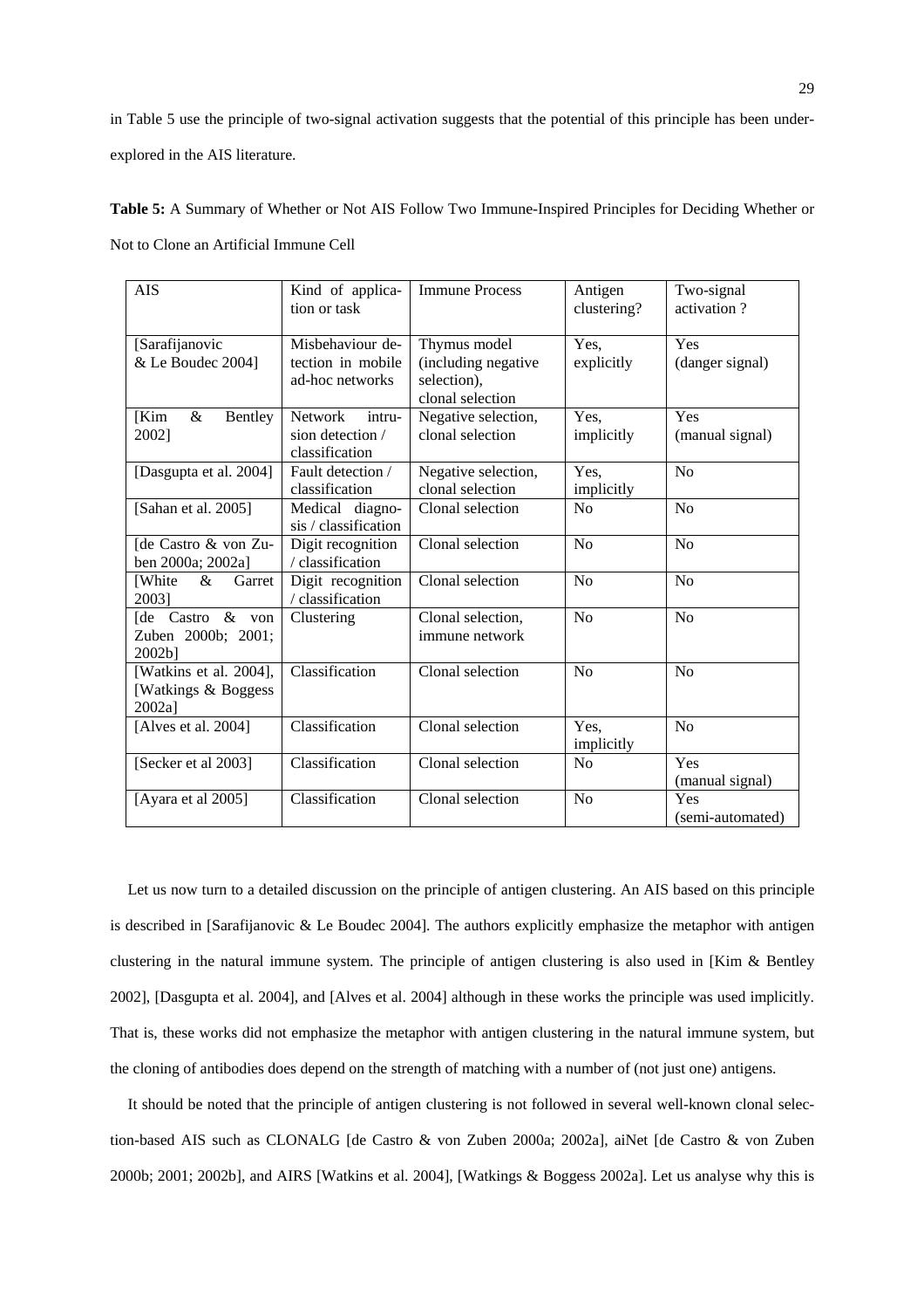in Table 5 use the principle of two-signal activation suggests that the potential of this principle has been under-explored in the AIS literature.

**Table 5:** A Summary of Whether or Not AIS Follow Two Immune-Inspired Principles for Deciding Whether or Not to Clone an Artificial Immune Cell

| AIS | Kind of application or task | Immune Process | Antigen clustering? | Two-signal activation ? |
|---|---|---|---|---|
| [Sarafijanovic & Le Boudec 2004] | Misbehaviour detection in mobile ad-hoc networks | Thymus model (including negative selection), clonal selection | Yes, explicitly | Yes (danger signal) |
| [Kim & Bentley 2002] | Network intrusion detection / classification | Negative selection, clonal selection | Yes, implicitly | Yes (manual signal) |
| [Dasgupta et al. 2004] | Fault detection / classification | Negative selection, clonal selection | Yes, implicitly | No |
| [Sahan et al. 2005] | Medical diagnosis / classification | Clonal selection | No | No |
| [de Castro & von Zuben 2000a; 2002a] | Digit recognition / classification | Clonal selection | No | No |
| [White & Garret 2003] | Digit recognition / classification | Clonal selection | No | No |
| [de Castro & von Zuben 2000b; 2001; 2002b] | Clustering | Clonal selection, immune network | No | No |
| [Watkins et al. 2004], [Watkings & Boggess 2002a] | Classification | Clonal selection | No | No |
| [Alves et al. 2004] | Classification | Clonal selection | Yes, implicitly | No |
| [Secker et al 2003] | Classification | Clonal selection | No | Yes (manual signal) |
| [Ayara et al 2005] | Classification | Clonal selection | No | Yes (semi-automated) |

Let us now turn to a detailed discussion on the principle of antigen clustering. An AIS based on this principle is described in [Sarafijanovic & Le Boudec 2004]. The authors explicitly emphasize the metaphor with antigen clustering in the natural immune system. The principle of antigen clustering is also used in [Kim & Bentley 2002], [Dasgupta et al. 2004], and [Alves et al. 2004] although in these works the principle was used implicitly. That is, these works did not emphasize the metaphor with antigen clustering in the natural immune system, but the cloning of antibodies does depend on the strength of matching with a number of (not just one) antigens.

It should be noted that the principle of antigen clustering is not followed in several well-known clonal selection-based AIS such as CLONALG [de Castro & von Zuben 2000a; 2002a], aiNet [de Castro & von Zuben 2000b; 2001; 2002b], and AIRS [Watkins et al. 2004], [Watkings & Boggess 2002a]. Let us analyse why this is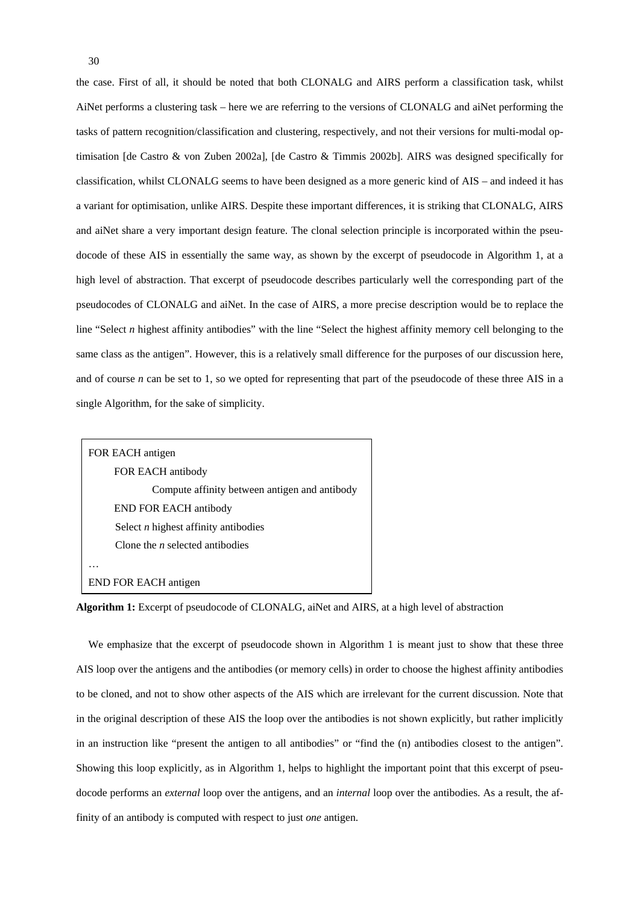the case. First of all, it should be noted that both CLONALG and AIRS perform a classification task, whilst AiNet performs a clustering task – here we are referring to the versions of CLONALG and aiNet performing the tasks of pattern recognition/classification and clustering, respectively, and not their versions for multi-modal optimisation [de Castro & von Zuben 2002a], [de Castro & Timmis 2002b]. AIRS was designed specifically for classification, whilst CLONALG seems to have been designed as a more generic kind of AIS – and indeed it has a variant for optimisation, unlike AIRS. Despite these important differences, it is striking that CLONALG, AIRS and aiNet share a very important design feature. The clonal selection principle is incorporated within the pseudocode of these AIS in essentially the same way, as shown by the excerpt of pseudocode in Algorithm 1, at a high level of abstraction. That excerpt of pseudocode describes particularly well the corresponding part of the pseudocodes of CLONALG and aiNet. In the case of AIRS, a more precise description would be to replace the line "Select *n* highest affinity antibodies" with the line "Select the highest affinity memory cell belonging to the same class as the antigen". However, this is a relatively small difference for the purposes of our discussion here, and of course *n* can be set to 1, so we opted for representing that part of the pseudocode of these three AIS in a single Algorithm, for the sake of simplicity.

```
FOR EACH antigen
    FOR EACH antibody
        Compute affinity between antigen and antibody
    END FOR EACH antibody
    Select n highest affinity antibodies
    Clone the n selected antibodies
…
END FOR EACH antigen
```

**Algorithm 1:** Excerpt of pseudocode of CLONALG, aiNet and AIRS, at a high level of abstraction

We emphasize that the excerpt of pseudocode shown in Algorithm 1 is meant just to show that these three AIS loop over the antigens and the antibodies (or memory cells) in order to choose the highest affinity antibodies to be cloned, and not to show other aspects of the AIS which are irrelevant for the current discussion. Note that in the original description of these AIS the loop over the antibodies is not shown explicitly, but rather implicitly in an instruction like "present the antigen to all antibodies" or "find the (n) antibodies closest to the antigen". Showing this loop explicitly, as in Algorithm 1, helps to highlight the important point that this excerpt of pseudocode performs an *external* loop over the antigens, and an *internal* loop over the antibodies. As a result, the affinity of an antibody is computed with respect to just *one* antigen.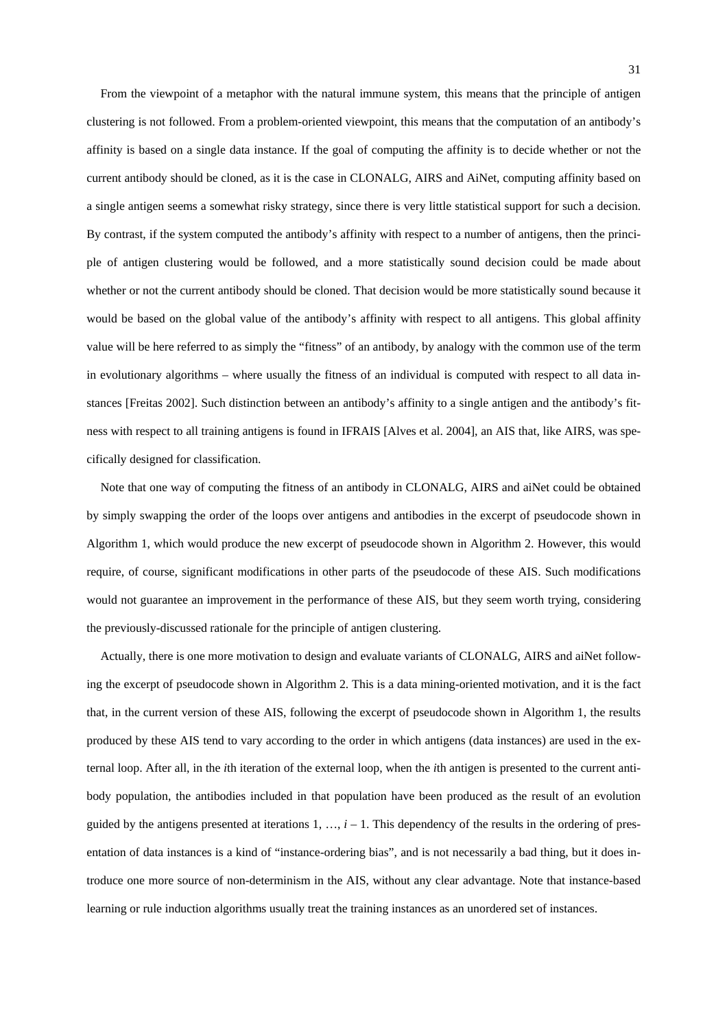From the viewpoint of a metaphor with the natural immune system, this means that the principle of antigen clustering is not followed. From a problem-oriented viewpoint, this means that the computation of an antibody's affinity is based on a single data instance. If the goal of computing the affinity is to decide whether or not the current antibody should be cloned, as it is the case in CLONALG, AIRS and AiNet, computing affinity based on a single antigen seems a somewhat risky strategy, since there is very little statistical support for such a decision. By contrast, if the system computed the antibody's affinity with respect to a number of antigens, then the principle of antigen clustering would be followed, and a more statistically sound decision could be made about whether or not the current antibody should be cloned. That decision would be more statistically sound because it would be based on the global value of the antibody's affinity with respect to all antigens. This global affinity value will be here referred to as simply the "fitness" of an antibody, by analogy with the common use of the term in evolutionary algorithms – where usually the fitness of an individual is computed with respect to all data instances [Freitas 2002]. Such distinction between an antibody's affinity to a single antigen and the antibody's fitness with respect to all training antigens is found in IFRAIS [Alves et al. 2004], an AIS that, like AIRS, was specifically designed for classification.

Note that one way of computing the fitness of an antibody in CLONALG, AIRS and aiNet could be obtained by simply swapping the order of the loops over antigens and antibodies in the excerpt of pseudocode shown in Algorithm 1, which would produce the new excerpt of pseudocode shown in Algorithm 2. However, this would require, of course, significant modifications in other parts of the pseudocode of these AIS. Such modifications would not guarantee an improvement in the performance of these AIS, but they seem worth trying, considering the previously-discussed rationale for the principle of antigen clustering.

Actually, there is one more motivation to design and evaluate variants of CLONALG, AIRS and aiNet following the excerpt of pseudocode shown in Algorithm 2. This is a data mining-oriented motivation, and it is the fact that, in the current version of these AIS, following the excerpt of pseudocode shown in Algorithm 1, the results produced by these AIS tend to vary according to the order in which antigens (data instances) are used in the external loop. After all, in the $i$th iteration of the external loop, when the $i$th antigen is presented to the current antibody population, the antibodies included in that population have been produced as the result of an evolution guided by the antigens presented at iterations $1, \ldots, i - 1$. This dependency of the results in the ordering of presentation of data instances is a kind of "instance-ordering bias", and is not necessarily a bad thing, but it does introduce one more source of non-determinism in the AIS, without any clear advantage. Note that instance-based learning or rule induction algorithms usually treat the training instances as an unordered set of instances.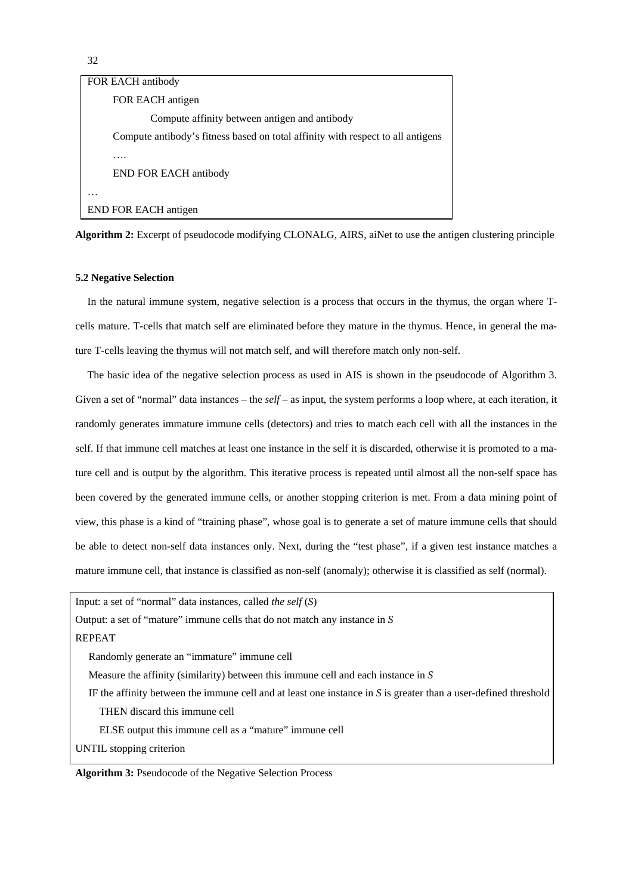```
FOR EACH antibody
      FOR EACH antigen
            Compute affinity between antigen and antibody
      Compute antibody's fitness based on total affinity with respect to all antigens
      ….
      END FOR EACH antibody
…
END FOR EACH antigen
```

**Algorithm 2:** Excerpt of pseudocode modifying CLONALG, AIRS, aiNet to use the antigen clustering principle

#### 5.2 Negative Selection

In the natural immune system, negative selection is a process that occurs in the thymus, the organ where T-cells mature. T-cells that match self are eliminated before they mature in the thymus. Hence, in general the mature T-cells leaving the thymus will not match self, and will therefore match only non-self.

The basic idea of the negative selection process as used in AIS is shown in the pseudocode of Algorithm 3. Given a set of "normal" data instances – the *self* – as input, the system performs a loop where, at each iteration, it randomly generates immature immune cells (detectors) and tries to match each cell with all the instances in the self. If that immune cell matches at least one instance in the self it is discarded, otherwise it is promoted to a mature cell and is output by the algorithm. This iterative process is repeated until almost all the non-self space has been covered by the generated immune cells, or another stopping criterion is met. From a data mining point of view, this phase is a kind of "training phase", whose goal is to generate a set of mature immune cells that should be able to detect non-self data instances only. Next, during the "test phase", if a given test instance matches a mature immune cell, that instance is classified as non-self (anomaly); otherwise it is classified as self (normal).

```
Input: a set of "normal" data instances, called the self (S)
Output: a set of "mature" immune cells that do not match any instance in S
REPEAT
   Randomly generate an "immature" immune cell
   Measure the affinity (similarity) between this immune cell and each instance in S
   IF the affinity between the immune cell and at least one instance in S is greater than a user-defined threshold
      THEN discard this immune cell
      ELSE output this immune cell as a "mature" immune cell
UNTIL stopping criterion
```

**Algorithm 3:** Pseudocode of the Negative Selection Process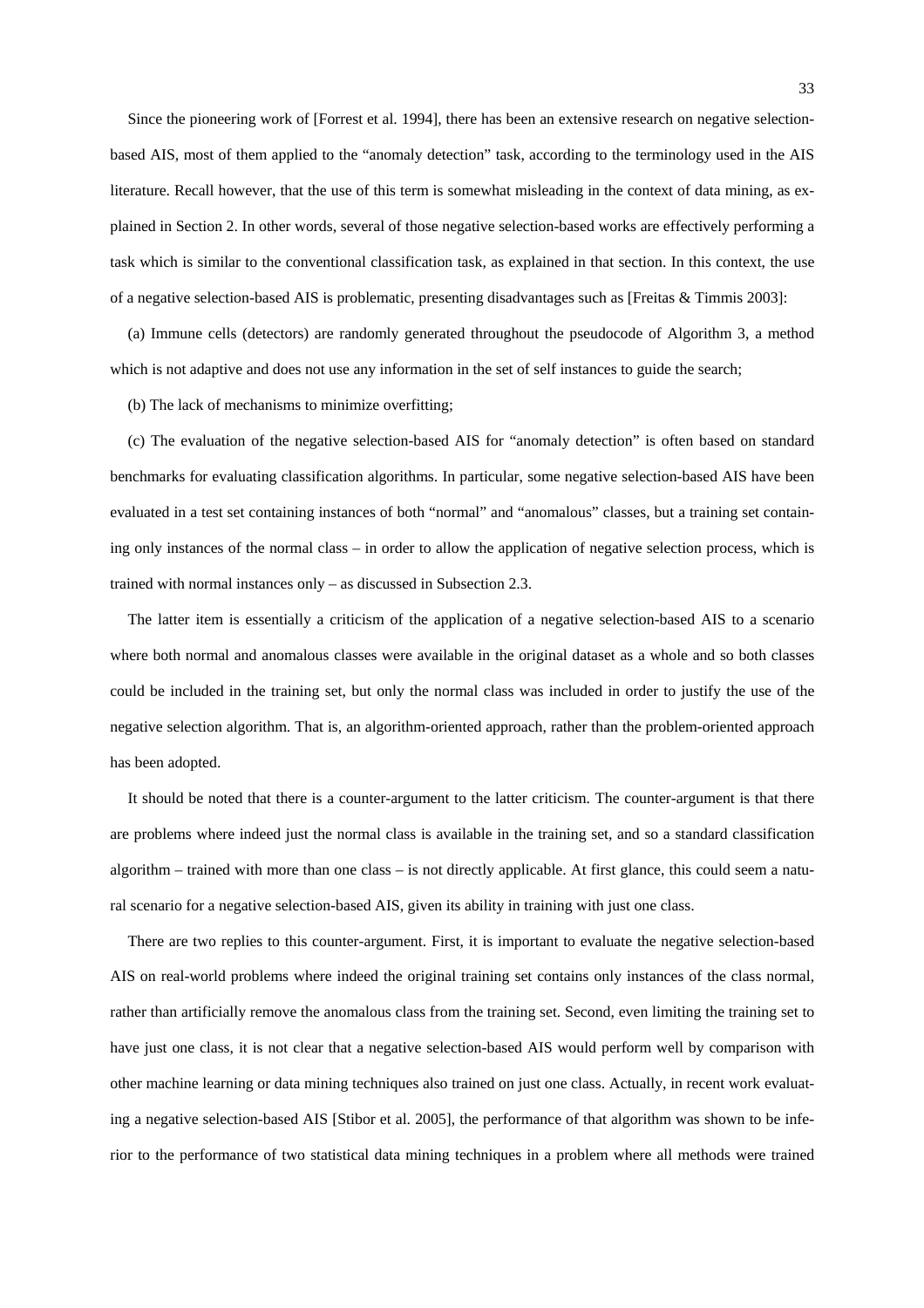Since the pioneering work of [Forrest et al. 1994], there has been an extensive research on negative selection-based AIS, most of them applied to the "anomaly detection" task, according to the terminology used in the AIS literature. Recall however, that the use of this term is somewhat misleading in the context of data mining, as explained in Section 2. In other words, several of those negative selection-based works are effectively performing a task which is similar to the conventional classification task, as explained in that section. In this context, the use of a negative selection-based AIS is problematic, presenting disadvantages such as [Freitas & Timmis 2003]:

(a) Immune cells (detectors) are randomly generated throughout the pseudocode of Algorithm 3, a method which is not adaptive and does not use any information in the set of self instances to guide the search;

(b) The lack of mechanisms to minimize overfitting;

(c) The evaluation of the negative selection-based AIS for "anomaly detection" is often based on standard benchmarks for evaluating classification algorithms. In particular, some negative selection-based AIS have been evaluated in a test set containing instances of both "normal" and "anomalous" classes, but a training set containing only instances of the normal class – in order to allow the application of negative selection process, which is trained with normal instances only – as discussed in Subsection 2.3.

The latter item is essentially a criticism of the application of a negative selection-based AIS to a scenario where both normal and anomalous classes were available in the original dataset as a whole and so both classes could be included in the training set, but only the normal class was included in order to justify the use of the negative selection algorithm. That is, an algorithm-oriented approach, rather than the problem-oriented approach has been adopted.

It should be noted that there is a counter-argument to the latter criticism. The counter-argument is that there are problems where indeed just the normal class is available in the training set, and so a standard classification algorithm – trained with more than one class – is not directly applicable. At first glance, this could seem a natural scenario for a negative selection-based AIS, given its ability in training with just one class.

There are two replies to this counter-argument. First, it is important to evaluate the negative selection-based AIS on real-world problems where indeed the original training set contains only instances of the class normal, rather than artificially remove the anomalous class from the training set. Second, even limiting the training set to have just one class, it is not clear that a negative selection-based AIS would perform well by comparison with other machine learning or data mining techniques also trained on just one class. Actually, in recent work evaluating a negative selection-based AIS [Stibor et al. 2005], the performance of that algorithm was shown to be inferior to the performance of two statistical data mining techniques in a problem where all methods were trained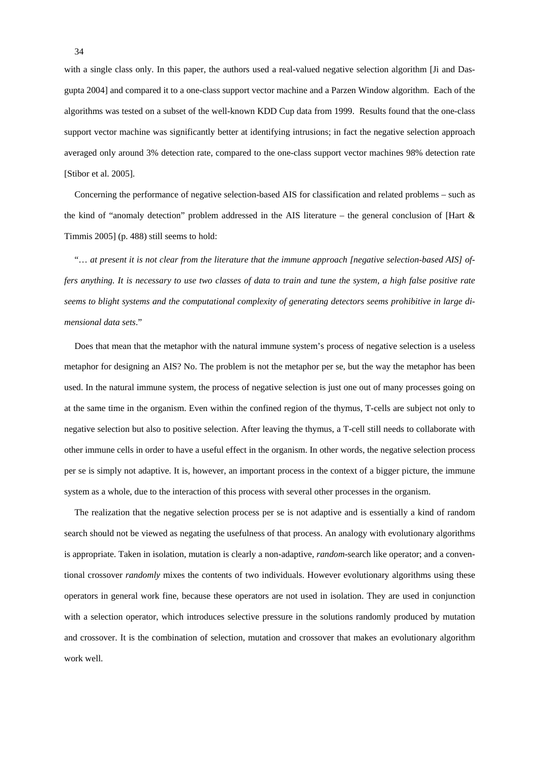with a single class only. In this paper, the authors used a real-valued negative selection algorithm [Ji and Dasgupta 2004] and compared it to a one-class support vector machine and a Parzen Window algorithm. Each of the algorithms was tested on a subset of the well-known KDD Cup data from 1999. Results found that the one-class support vector machine was significantly better at identifying intrusions; in fact the negative selection approach averaged only around 3% detection rate, compared to the one-class support vector machines 98% detection rate [Stibor et al. 2005].

Concerning the performance of negative selection-based AIS for classification and related problems – such as the kind of "anomaly detection" problem addressed in the AIS literature – the general conclusion of [Hart & Timmis 2005] (p. 488) still seems to hold:

"*… at present it is not clear from the literature that the immune approach [negative selection-based AIS] offers anything. It is necessary to use two classes of data to train and tune the system, a high false positive rate seems to blight systems and the computational complexity of generating detectors seems prohibitive in large dimensional data sets*."

Does that mean that the metaphor with the natural immune system's process of negative selection is a useless metaphor for designing an AIS? No. The problem is not the metaphor per se, but the way the metaphor has been used. In the natural immune system, the process of negative selection is just one out of many processes going on at the same time in the organism. Even within the confined region of the thymus, T-cells are subject not only to negative selection but also to positive selection. After leaving the thymus, a T-cell still needs to collaborate with other immune cells in order to have a useful effect in the organism. In other words, the negative selection process per se is simply not adaptive. It is, however, an important process in the context of a bigger picture, the immune system as a whole, due to the interaction of this process with several other processes in the organism.

The realization that the negative selection process per se is not adaptive and is essentially a kind of random search should not be viewed as negating the usefulness of that process. An analogy with evolutionary algorithms is appropriate. Taken in isolation, mutation is clearly a non-adaptive, *random*-search like operator; and a conventional crossover *randomly* mixes the contents of two individuals. However evolutionary algorithms using these operators in general work fine, because these operators are not used in isolation. They are used in conjunction with a selection operator, which introduces selective pressure in the solutions randomly produced by mutation and crossover. It is the combination of selection, mutation and crossover that makes an evolutionary algorithm work well.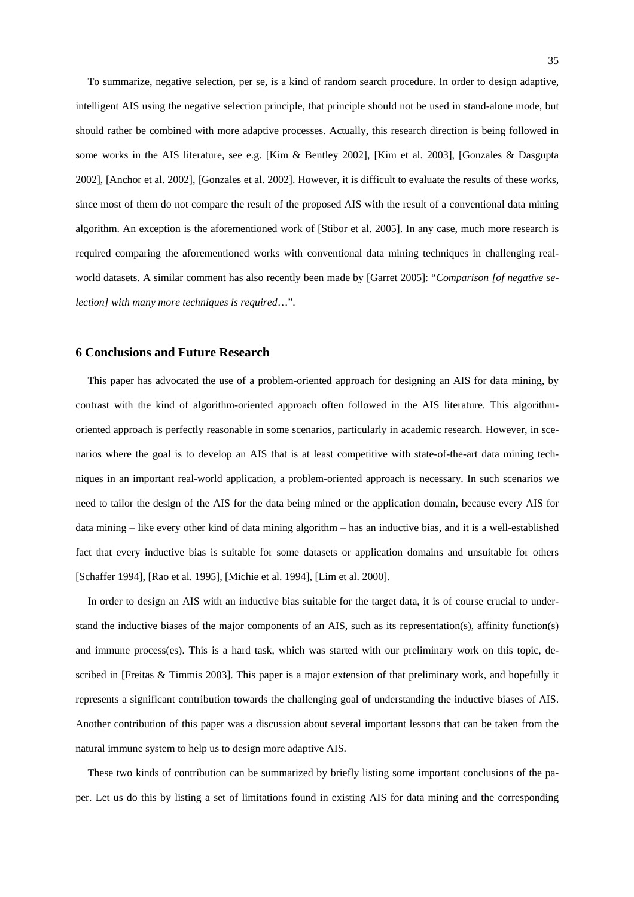To summarize, negative selection, per se, is a kind of random search procedure. In order to design adaptive, intelligent AIS using the negative selection principle, that principle should not be used in stand-alone mode, but should rather be combined with more adaptive processes. Actually, this research direction is being followed in some works in the AIS literature, see e.g. [Kim & Bentley 2002], [Kim et al. 2003], [Gonzales & Dasgupta 2002], [Anchor et al. 2002], [Gonzales et al. 2002]. However, it is difficult to evaluate the results of these works, since most of them do not compare the result of the proposed AIS with the result of a conventional data mining algorithm. An exception is the aforementioned work of [Stibor et al. 2005]. In any case, much more research is required comparing the aforementioned works with conventional data mining techniques in challenging real-world datasets. A similar comment has also recently been made by [Garret 2005]: "*Comparison [of negative selection] with many more techniques is required*…".

## 6 Conclusions and Future Research

This paper has advocated the use of a problem-oriented approach for designing an AIS for data mining, by contrast with the kind of algorithm-oriented approach often followed in the AIS literature. This algorithm-oriented approach is perfectly reasonable in some scenarios, particularly in academic research. However, in scenarios where the goal is to develop an AIS that is at least competitive with state-of-the-art data mining techniques in an important real-world application, a problem-oriented approach is necessary. In such scenarios we need to tailor the design of the AIS for the data being mined or the application domain, because every AIS for data mining – like every other kind of data mining algorithm – has an inductive bias, and it is a well-established fact that every inductive bias is suitable for some datasets or application domains and unsuitable for others [Schaffer 1994], [Rao et al. 1995], [Michie et al. 1994], [Lim et al. 2000].

In order to design an AIS with an inductive bias suitable for the target data, it is of course crucial to understand the inductive biases of the major components of an AIS, such as its representation(s), affinity function(s) and immune process(es). This is a hard task, which was started with our preliminary work on this topic, described in [Freitas & Timmis 2003]. This paper is a major extension of that preliminary work, and hopefully it represents a significant contribution towards the challenging goal of understanding the inductive biases of AIS. Another contribution of this paper was a discussion about several important lessons that can be taken from the natural immune system to help us to design more adaptive AIS.

These two kinds of contribution can be summarized by briefly listing some important conclusions of the paper. Let us do this by listing a set of limitations found in existing AIS for data mining and the corresponding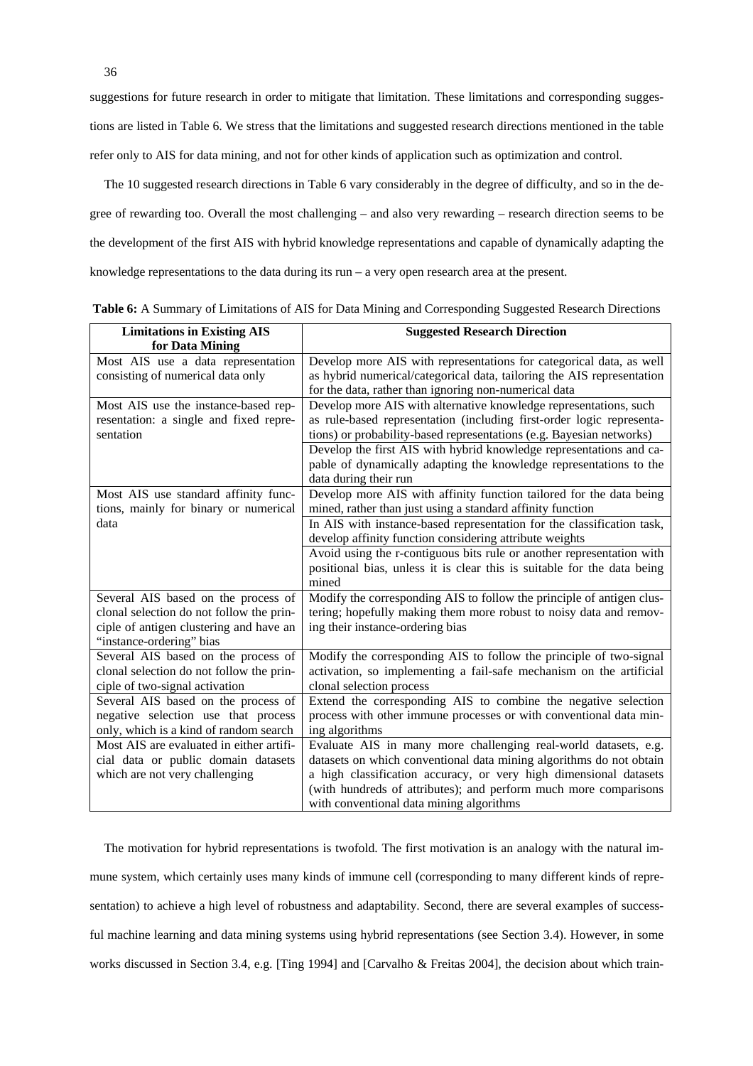suggestions for future research in order to mitigate that limitation. These limitations and corresponding suggestions are listed in Table 6. We stress that the limitations and suggested research directions mentioned in the table refer only to AIS for data mining, and not for other kinds of application such as optimization and control.

The 10 suggested research directions in Table 6 vary considerably in the degree of difficulty, and so in the degree of rewarding too. Overall the most challenging – and also very rewarding – research direction seems to be the development of the first AIS with hybrid knowledge representations and capable of dynamically adapting the knowledge representations to the data during its run – a very open research area at the present.

**Table 6:** A Summary of Limitations of AIS for Data Mining and Corresponding Suggested Research Directions

| Limitations in Existing AIS for Data Mining | Suggested Research Direction |
|---|---|
| Most AIS use a data representation consisting of numerical data only | Develop more AIS with representations for categorical data, as well as hybrid numerical/categorical data, tailoring the AIS representation for the data, rather than ignoring non-numerical data |
| Most AIS use the instance-based representation: a single and fixed representation | Develop more AIS with alternative knowledge representations, such as rule-based representation (including first-order logic representations) or probability-based representations (e.g. Bayesian networks) |
| | Develop the first AIS with hybrid knowledge representations and capable of dynamically adapting the knowledge representations to the data during their run |
| Most AIS use standard affinity functions, mainly for binary or numerical data | Develop more AIS with affinity function tailored for the data being mined, rather than just using a standard affinity function |
| | In AIS with instance-based representation for the classification task, develop affinity function considering attribute weights |
| | Avoid using the r-contiguous bits rule or another representation with positional bias, unless it is clear this is suitable for the data being mined |
| Several AIS based on the process of clonal selection do not follow the principle of antigen clustering and have an "instance-ordering" bias | Modify the corresponding AIS to follow the principle of antigen clustering; hopefully making them more robust to noisy data and removing their instance-ordering bias |
| Several AIS based on the process of clonal selection do not follow the principle of two-signal activation | Modify the corresponding AIS to follow the principle of two-signal activation, so implementing a fail-safe mechanism on the artificial clonal selection process |
| Several AIS based on the process of negative selection use that process only, which is a kind of random search | Extend the corresponding AIS to combine the negative selection process with other immune processes or with conventional data mining algorithms |
| Most AIS are evaluated in either artificial data or public domain datasets which are not very challenging | Evaluate AIS in many more challenging real-world datasets, e.g. datasets on which conventional data mining algorithms do not obtain a high classification accuracy, or very high dimensional datasets (with hundreds of attributes); and perform much more comparisons with conventional data mining algorithms |

The motivation for hybrid representations is twofold. The first motivation is an analogy with the natural immune system, which certainly uses many kinds of immune cell (corresponding to many different kinds of representation) to achieve a high level of robustness and adaptability. Second, there are several examples of successful machine learning and data mining systems using hybrid representations (see Section 3.4). However, in some works discussed in Section 3.4, e.g. [Ting 1994] and [Carvalho & Freitas 2004], the decision about which train-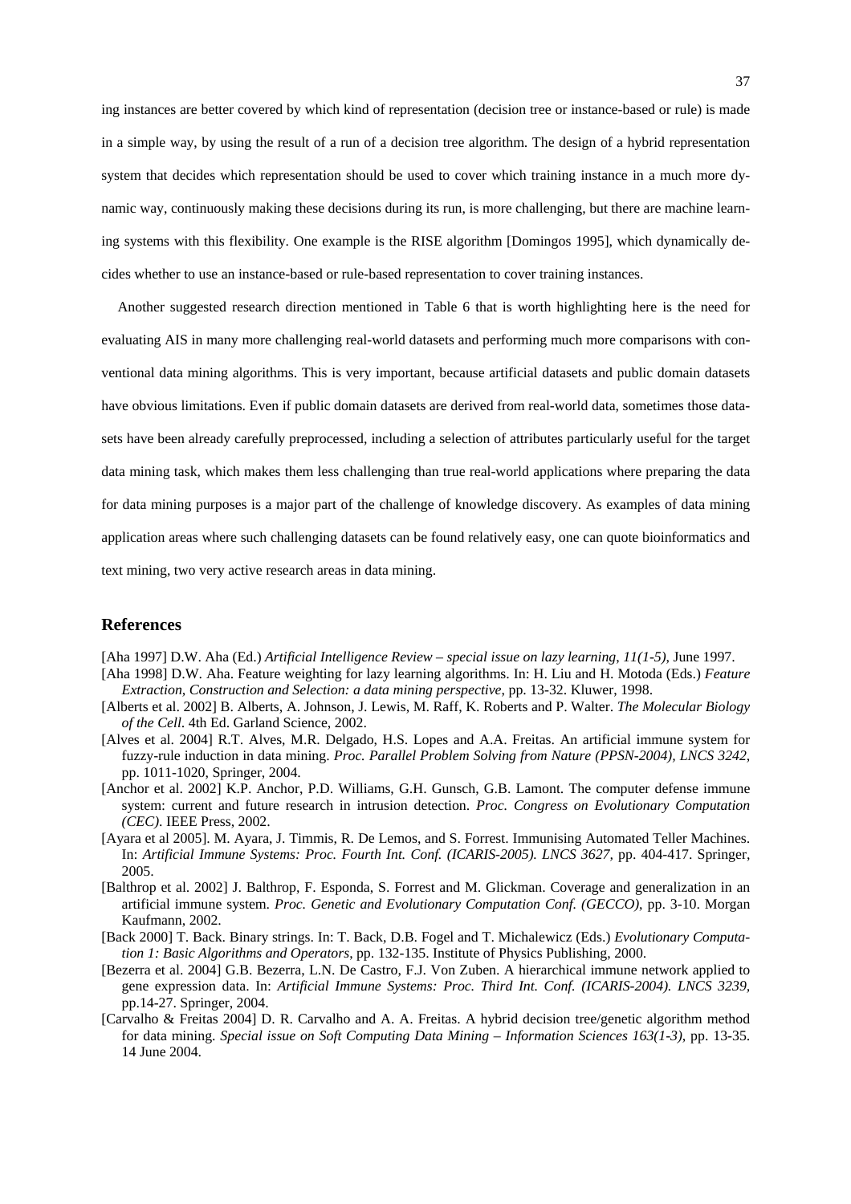ing instances are better covered by which kind of representation (decision tree or instance-based or rule) is made in a simple way, by using the result of a run of a decision tree algorithm. The design of a hybrid representation system that decides which representation should be used to cover which training instance in a much more dynamic way, continuously making these decisions during its run, is more challenging, but there are machine learning systems with this flexibility. One example is the RISE algorithm [Domingos 1995], which dynamically decides whether to use an instance-based or rule-based representation to cover training instances.

Another suggested research direction mentioned in Table 6 that is worth highlighting here is the need for evaluating AIS in many more challenging real-world datasets and performing much more comparisons with conventional data mining algorithms. This is very important, because artificial datasets and public domain datasets have obvious limitations. Even if public domain datasets are derived from real-world data, sometimes those datasets have been already carefully preprocessed, including a selection of attributes particularly useful for the target data mining task, which makes them less challenging than true real-world applications where preparing the data for data mining purposes is a major part of the challenge of knowledge discovery. As examples of data mining application areas where such challenging datasets can be found relatively easy, one can quote bioinformatics and text mining, two very active research areas in data mining.

## References

[Aha 1997] D.W. Aha (Ed.) *Artificial Intelligence Review – special issue on lazy learning, 11(1-5)*, June 1997.

[Aha 1998] D.W. Aha. Feature weighting for lazy learning algorithms. In: H. Liu and H. Motoda (Eds.) *Feature Extraction, Construction and Selection: a data mining perspective*, pp. 13-32. Kluwer, 1998.

[Alberts et al. 2002] B. Alberts, A. Johnson, J. Lewis, M. Raff, K. Roberts and P. Walter. *The Molecular Biology of the Cell*. 4th Ed. Garland Science, 2002.

[Alves et al. 2004] R.T. Alves, M.R. Delgado, H.S. Lopes and A.A. Freitas. An artificial immune system for fuzzy-rule induction in data mining. *Proc. Parallel Problem Solving from Nature (PPSN-2004), LNCS 3242*, pp. 1011-1020, Springer, 2004.

[Anchor et al. 2002] K.P. Anchor, P.D. Williams, G.H. Gunsch, G.B. Lamont. The computer defense immune system: current and future research in intrusion detection. *Proc. Congress on Evolutionary Computation (CEC)*. IEEE Press, 2002.

[Ayara et al 2005]. M. Ayara, J. Timmis, R. De Lemos, and S. Forrest. Immunising Automated Teller Machines. In: *Artificial Immune Systems: Proc. Fourth Int. Conf. (ICARIS-2005). LNCS 3627*, pp. 404-417. Springer, 2005.

[Balthrop et al. 2002] J. Balthrop, F. Esponda, S. Forrest and M. Glickman. Coverage and generalization in an artificial immune system. *Proc. Genetic and Evolutionary Computation Conf. (GECCO)*, pp. 3-10. Morgan Kaufmann, 2002.

[Back 2000] T. Back. Binary strings. In: T. Back, D.B. Fogel and T. Michalewicz (Eds.) *Evolutionary Computation 1: Basic Algorithms and Operators*, pp. 132-135. Institute of Physics Publishing, 2000.

[Bezerra et al. 2004] G.B. Bezerra, L.N. De Castro, F.J. Von Zuben. A hierarchical immune network applied to gene expression data. In: *Artificial Immune Systems: Proc. Third Int. Conf. (ICARIS-2004). LNCS 3239*, pp.14-27. Springer, 2004.

[Carvalho & Freitas 2004] D. R. Carvalho and A. A. Freitas. A hybrid decision tree/genetic algorithm method for data mining. *Special issue on Soft Computing Data Mining – Information Sciences 163(1-3)*, pp. 13-35. 14 June 2004.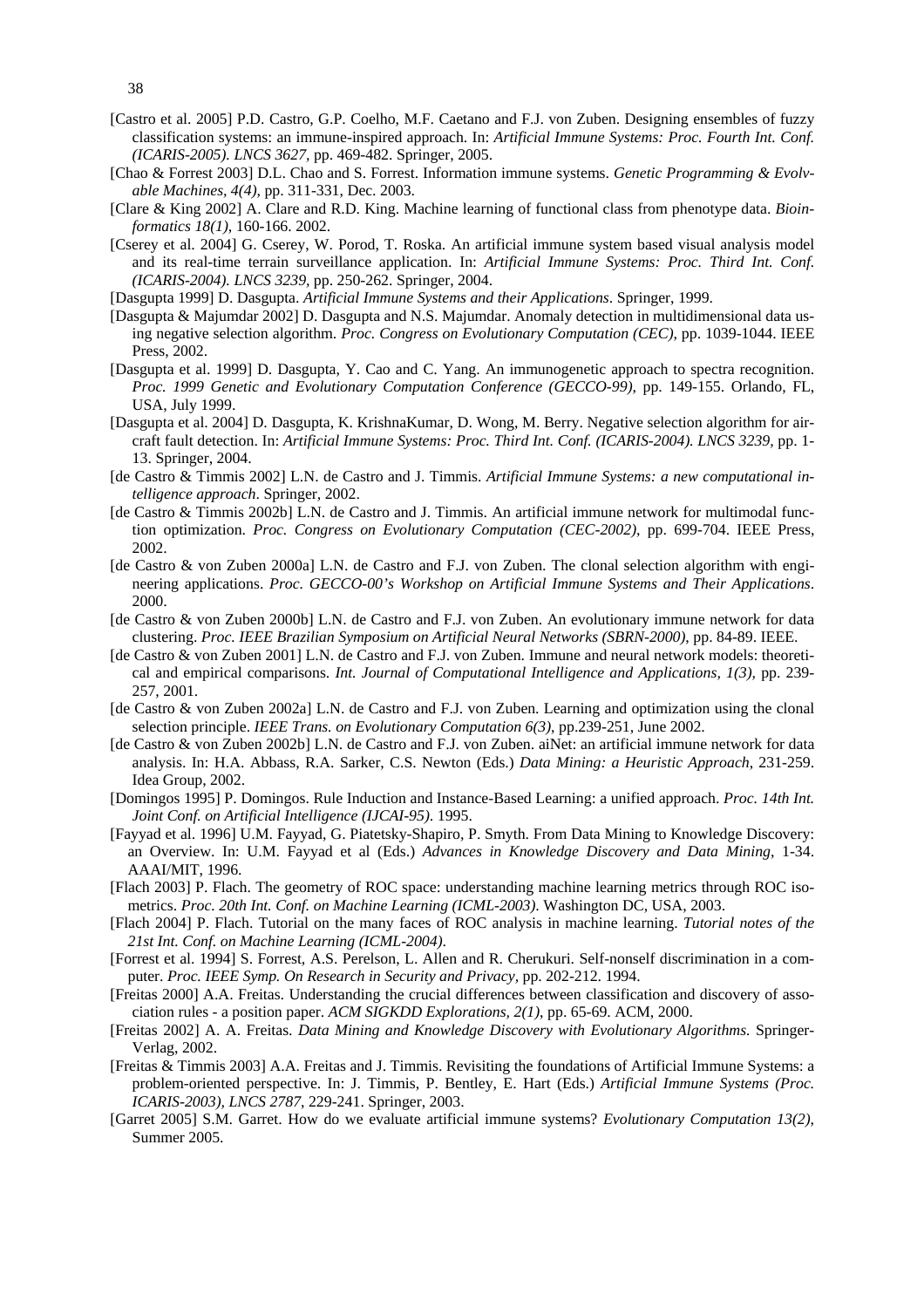[Castro et al. 2005] P.D. Castro, G.P. Coelho, M.F. Caetano and F.J. von Zuben. Designing ensembles of fuzzy classification systems: an immune-inspired approach. In: *Artificial Immune Systems: Proc. Fourth Int. Conf. (ICARIS-2005)*. *LNCS 3627*, pp. 469-482. Springer, 2005.

[Chao & Forrest 2003] D.L. Chao and S. Forrest. Information immune systems. *Genetic Programming & Evolvable Machines, 4(4)*, pp. 311-331, Dec. 2003.

[Clare & King 2002] A. Clare and R.D. King. Machine learning of functional class from phenotype data. *Bioinformatics 18(1)*, 160-166. 2002.

[Cserey et al. 2004] G. Cserey, W. Porod, T. Roska. An artificial immune system based visual analysis model and its real-time terrain surveillance application. In: *Artificial Immune Systems: Proc. Third Int. Conf. (ICARIS-2004)*. *LNCS 3239*, pp. 250-262. Springer, 2004.

[Dasgupta 1999] D. Dasgupta. *Artificial Immune Systems and their Applications*. Springer, 1999.

[Dasgupta & Majumdar 2002] D. Dasgupta and N.S. Majumdar. Anomaly detection in multidimensional data using negative selection algorithm. *Proc. Congress on Evolutionary Computation (CEC)*, pp. 1039-1044. IEEE Press, 2002.

[Dasgupta et al. 1999] D. Dasgupta, Y. Cao and C. Yang. An immunogenetic approach to spectra recognition. *Proc. 1999 Genetic and Evolutionary Computation Conference (GECCO-99)*, pp. 149-155. Orlando, FL, USA, July 1999.

[Dasgupta et al. 2004] D. Dasgupta, K. KrishnaKumar, D. Wong, M. Berry. Negative selection algorithm for aircraft fault detection. In: *Artificial Immune Systems: Proc. Third Int. Conf. (ICARIS-2004). LNCS 3239*, pp. 1-13. Springer, 2004.

[de Castro & Timmis 2002] L.N. de Castro and J. Timmis. *Artificial Immune Systems: a new computational intelligence approach*. Springer, 2002.

[de Castro & Timmis 2002b] L.N. de Castro and J. Timmis. An artificial immune network for multimodal function optimization. *Proc. Congress on Evolutionary Computation (CEC-2002)*, pp. 699-704. IEEE Press, 2002.

[de Castro & von Zuben 2000a] L.N. de Castro and F.J. von Zuben. The clonal selection algorithm with engineering applications. *Proc. GECCO-00's Workshop on Artificial Immune Systems and Their Applications*. 2000.

[de Castro & von Zuben 2000b] L.N. de Castro and F.J. von Zuben. An evolutionary immune network for data clustering. *Proc. IEEE Brazilian Symposium on Artificial Neural Networks (SBRN-2000)*, pp. 84-89. IEEE.

[de Castro & von Zuben 2001] L.N. de Castro and F.J. von Zuben. Immune and neural network models: theoretical and empirical comparisons. *Int. Journal of Computational Intelligence and Applications, 1(3)*, pp. 239-257, 2001.

[de Castro & von Zuben 2002a] L.N. de Castro and F.J. von Zuben. Learning and optimization using the clonal selection principle. *IEEE Trans. on Evolutionary Computation 6(3)*, pp.239-251, June 2002.

[de Castro & von Zuben 2002b] L.N. de Castro and F.J. von Zuben. aiNet: an artificial immune network for data analysis. In: H.A. Abbass, R.A. Sarker, C.S. Newton (Eds.) *Data Mining: a Heuristic Approach*, 231-259. Idea Group, 2002.

[Domingos 1995] P. Domingos. Rule Induction and Instance-Based Learning: a unified approach. *Proc. 14th Int. Joint Conf. on Artificial Intelligence (IJCAI-95)*. 1995.

[Fayyad et al. 1996] U.M. Fayyad, G. Piatetsky-Shapiro, P. Smyth. From Data Mining to Knowledge Discovery: an Overview. In: U.M. Fayyad et al (Eds.) *Advances in Knowledge Discovery and Data Mining*, 1-34. AAAI/MIT, 1996.

[Flach 2003] P. Flach. The geometry of ROC space: understanding machine learning metrics through ROC isometrics. *Proc. 20th Int. Conf. on Machine Learning (ICML-2003)*. Washington DC, USA, 2003.

[Flach 2004] P. Flach. Tutorial on the many faces of ROC analysis in machine learning. *Tutorial notes of the 21st Int. Conf. on Machine Learning (ICML-2004)*.

[Forrest et al. 1994] S. Forrest, A.S. Perelson, L. Allen and R. Cherukuri. Self-nonself discrimination in a computer. *Proc. IEEE Symp. On Research in Security and Privacy*, pp. 202-212. 1994.

[Freitas 2000] A.A. Freitas. Understanding the crucial differences between classification and discovery of association rules - a position paper. *ACM SIGKDD Explorations, 2(1)*, pp. 65-69. ACM, 2000.

[Freitas 2002] A. A. Freitas. *Data Mining and Knowledge Discovery with Evolutionary Algorithms.* Springer-Verlag, 2002.

[Freitas & Timmis 2003] A.A. Freitas and J. Timmis. Revisiting the foundations of Artificial Immune Systems: a problem-oriented perspective. In: J. Timmis, P. Bentley, E. Hart (Eds.) *Artificial Immune Systems (Proc. ICARIS-2003), LNCS 2787*, 229-241. Springer, 2003.

[Garret 2005] S.M. Garret. How do we evaluate artificial immune systems? *Evolutionary Computation 13(2)*, Summer 2005.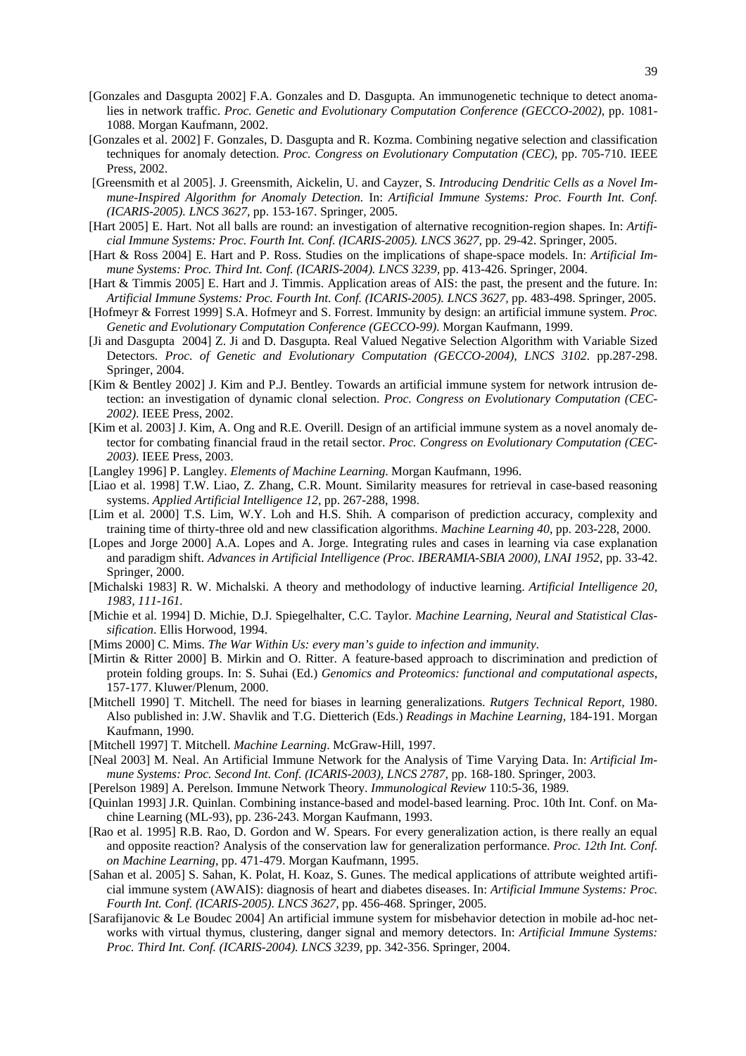[Gonzales and Dasgupta 2002] F.A. Gonzales and D. Dasgupta. An immunogenetic technique to detect anomalies in network traffic. *Proc. Genetic and Evolutionary Computation Conference (GECCO-2002)*, pp. 1081-1088. Morgan Kaufmann, 2002.

[Gonzales et al. 2002] F. Gonzales, D. Dasgupta and R. Kozma. Combining negative selection and classification techniques for anomaly detection. *Proc. Congress on Evolutionary Computation (CEC)*, pp. 705-710. IEEE Press, 2002.

[Greensmith et al 2005]. J. Greensmith, Aickelin, U. and Cayzer, S. *Introducing Dendritic Cells as a Novel Immune-Inspired Algorithm for Anomaly Detection.* In: *Artificial Immune Systems: Proc. Fourth Int. Conf. (ICARIS-2005). LNCS 3627*, pp. 153-167. Springer, 2005.

[Hart 2005] E. Hart. Not all balls are round: an investigation of alternative recognition-region shapes. In: *Artificial Immune Systems: Proc. Fourth Int. Conf. (ICARIS-2005). LNCS 3627*, pp. 29-42. Springer, 2005.

[Hart & Ross 2004] E. Hart and P. Ross. Studies on the implications of shape-space models. In: *Artificial Immune Systems: Proc. Third Int. Conf. (ICARIS-2004). LNCS 3239*, pp. 413-426. Springer, 2004.

[Hart & Timmis 2005] E. Hart and J. Timmis. Application areas of AIS: the past, the present and the future. In: *Artificial Immune Systems: Proc. Fourth Int. Conf. (ICARIS-2005). LNCS 3627*, pp. 483-498. Springer, 2005.

[Hofmeyr & Forrest 1999] S.A. Hofmeyr and S. Forrest. Immunity by design: an artificial immune system. *Proc. Genetic and Evolutionary Computation Conference (GECCO-99)*. Morgan Kaufmann, 1999.

[Ji and Dasgupta 2004] Z. Ji and D. Dasgupta. Real Valued Negative Selection Algorithm with Variable Sized Detectors. *Proc. of Genetic and Evolutionary Computation (GECCO-2004), LNCS 3102*. pp.287-298. Springer, 2004.

[Kim & Bentley 2002] J. Kim and P.J. Bentley. Towards an artificial immune system for network intrusion detection: an investigation of dynamic clonal selection. *Proc. Congress on Evolutionary Computation (CEC-2002)*. IEEE Press, 2002.

[Kim et al. 2003] J. Kim, A. Ong and R.E. Overill. Design of an artificial immune system as a novel anomaly detector for combating financial fraud in the retail sector. *Proc. Congress on Evolutionary Computation (CEC-2003)*. IEEE Press, 2003.

[Langley 1996] P. Langley. *Elements of Machine Learning*. Morgan Kaufmann, 1996.

[Liao et al. 1998] T.W. Liao, Z. Zhang, C.R. Mount. Similarity measures for retrieval in case-based reasoning systems. *Applied Artificial Intelligence 12*, pp. 267-288, 1998.

[Lim et al. 2000] T.S. Lim, W.Y. Loh and H.S. Shih. A comparison of prediction accuracy, complexity and training time of thirty-three old and new classification algorithms. *Machine Learning 40*, pp. 203-228, 2000.

[Lopes and Jorge 2000] A.A. Lopes and A. Jorge. Integrating rules and cases in learning via case explanation and paradigm shift. *Advances in Artificial Intelligence (Proc. IBERAMIA-SBIA 2000), LNAI 1952*, pp. 33-42. Springer, 2000.

[Michalski 1983] R. W. Michalski. A theory and methodology of inductive learning. *Artificial Intelligence 20, 1983, 111-161.*

[Michie et al. 1994] D. Michie, D.J. Spiegelhalter, C.C. Taylor. *Machine Learning, Neural and Statistical Classification*. Ellis Horwood, 1994.

[Mims 2000] C. Mims. *The War Within Us: every man's guide to infection and immunity*.

[Mirtin & Ritter 2000] B. Mirkin and O. Ritter. A feature-based approach to discrimination and prediction of protein folding groups. In: S. Suhai (Ed.) *Genomics and Proteomics: functional and computational aspects*, 157-177. Kluwer/Plenum, 2000.

[Mitchell 1990] T. Mitchell. The need for biases in learning generalizations. *Rutgers Technical Report*, 1980. Also published in: J.W. Shavlik and T.G. Dietterich (Eds.) *Readings in Machine Learning*, 184-191. Morgan Kaufmann, 1990.

[Mitchell 1997] T. Mitchell. *Machine Learning*. McGraw-Hill, 1997.

[Neal 2003] M. Neal. An Artificial Immune Network for the Analysis of Time Varying Data. In: *Artificial Immune Systems: Proc. Second Int. Conf. (ICARIS-2003), LNCS 2787*, pp. 168-180. Springer, 2003.

[Perelson 1989] A. Perelson. Immune Network Theory. *Immunological Review* 110:5-36, 1989.

[Quinlan 1993] J.R. Quinlan. Combining instance-based and model-based learning. Proc. 10th Int. Conf. on Machine Learning (ML-93), pp. 236-243. Morgan Kaufmann, 1993.

[Rao et al. 1995] R.B. Rao, D. Gordon and W. Spears. For every generalization action, is there really an equal and opposite reaction? Analysis of the conservation law for generalization performance. *Proc. 12th Int. Conf. on Machine Learning*, pp. 471-479. Morgan Kaufmann, 1995.

[Sahan et al. 2005] S. Sahan, K. Polat, H. Koaz, S. Gunes. The medical applications of attribute weighted artificial immune system (AWAIS): diagnosis of heart and diabetes diseases. In: *Artificial Immune Systems: Proc. Fourth Int. Conf. (ICARIS-2005). LNCS 3627*, pp. 456-468. Springer, 2005.

[Sarafijanovic & Le Boudec 2004] An artificial immune system for misbehavior detection in mobile ad-hoc networks with virtual thymus, clustering, danger signal and memory detectors. In: *Artificial Immune Systems: Proc. Third Int. Conf. (ICARIS-2004). LNCS 3239*, pp. 342-356. Springer, 2004.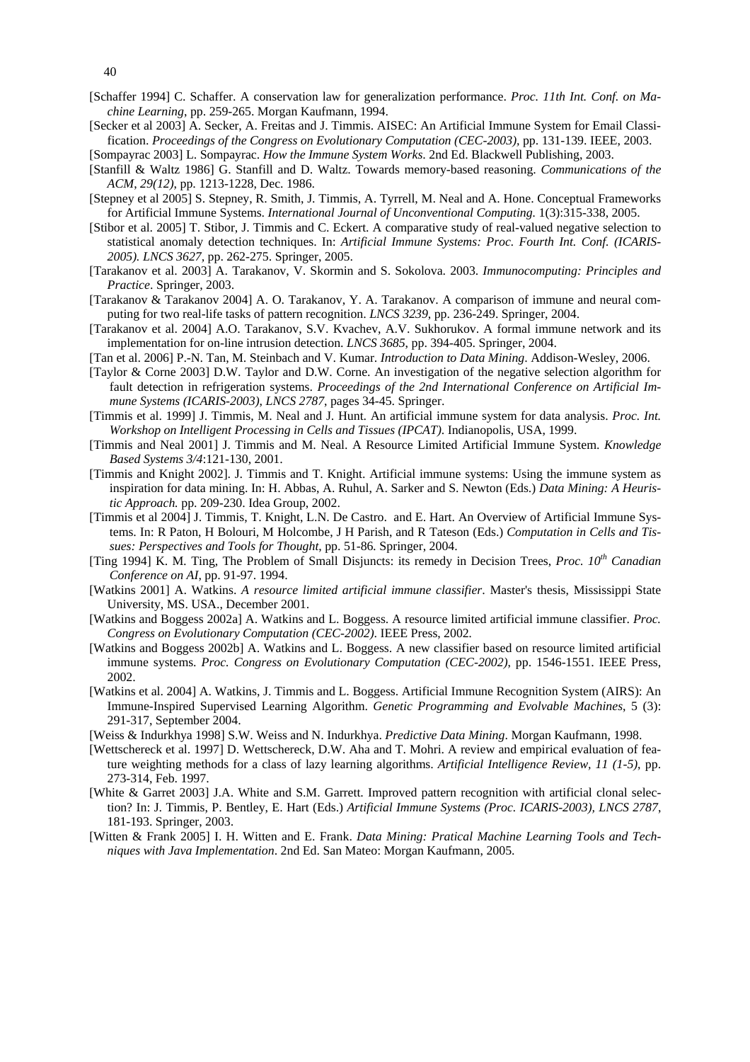[Schaffer 1994] C. Schaffer. A conservation law for generalization performance. *Proc. 11th Int. Conf. on Machine Learning*, pp. 259-265. Morgan Kaufmann, 1994.

[Secker et al 2003] A. Secker, A. Freitas and J. Timmis. AISEC: An Artificial Immune System for Email Classification. *Proceedings of the Congress on Evolutionary Computation (CEC-2003)*, pp. 131-139. IEEE, 2003.

[Sompayrac 2003] L. Sompayrac. *How the Immune System Works*. 2nd Ed. Blackwell Publishing, 2003.

[Stanfill & Waltz 1986] G. Stanfill and D. Waltz. Towards memory-based reasoning. *Communications of the ACM, 29(12)*, pp. 1213-1228, Dec. 1986.

[Stepney et al 2005] S. Stepney, R. Smith, J. Timmis, A. Tyrrell, M. Neal and A. Hone. Conceptual Frameworks for Artificial Immune Systems. *International Journal of Unconventional Computing*. 1(3):315-338, 2005.

[Stibor et al. 2005] T. Stibor, J. Timmis and C. Eckert. A comparative study of real-valued negative selection to statistical anomaly detection techniques. In: *Artificial Immune Systems: Proc. Fourth Int. Conf. (ICARIS-2005). LNCS 3627*, pp. 262-275. Springer, 2005.

[Tarakanov et al. 2003] A. Tarakanov, V. Skormin and S. Sokolova. 2003. *Immunocomputing: Principles and Practice*. Springer, 2003.

[Tarakanov & Tarakanov 2004] A. O. Tarakanov, Y. A. Tarakanov. A comparison of immune and neural computing for two real-life tasks of pattern recognition. *LNCS 3239*, pp. 236-249. Springer, 2004.

[Tarakanov et al. 2004] A.O. Tarakanov, S.V. Kvachev, A.V. Sukhorukov. A formal immune network and its implementation for on-line intrusion detection. *LNCS 3685*, pp. 394-405. Springer, 2004.

[Tan et al. 2006] P.-N. Tan, M. Steinbach and V. Kumar. *Introduction to Data Mining*. Addison-Wesley, 2006.

[Taylor & Corne 2003] D.W. Taylor and D.W. Corne. An investigation of the negative selection algorithm for fault detection in refrigeration systems. *Proceedings of the 2nd International Conference on Artificial Immune Systems (ICARIS-2003), LNCS 2787*, pages 34-45. Springer.

[Timmis et al. 1999] J. Timmis, M. Neal and J. Hunt. An artificial immune system for data analysis. *Proc. Int. Workshop on Intelligent Processing in Cells and Tissues (IPCAT)*. Indianopolis, USA, 1999.

[Timmis and Neal 2001] J. Timmis and M. Neal. A Resource Limited Artificial Immune System. *Knowledge Based Systems 3/4*:121-130, 2001.

[Timmis and Knight 2002]. J. Timmis and T. Knight. Artificial immune systems: Using the immune system as inspiration for data mining. In: H. Abbas, A. Ruhul, A. Sarker and S. Newton (Eds.) *Data Mining: A Heuristic Approach.* pp. 209-230. Idea Group, 2002.

[Timmis et al 2004] J. Timmis, T. Knight, L.N. De Castro. and E. Hart. An Overview of Artificial Immune Systems. In: R Paton, H Bolouri, M Holcombe, J H Parish, and R Tateson (Eds.) *Computation in Cells and Tissues: Perspectives and Tools for Thought*, pp. 51-86. Springer, 2004.

[Ting 1994] K. M. Ting, The Problem of Small Disjuncts: its remedy in Decision Trees, *Proc. 10th Canadian Conference on AI*, pp. 91-97. 1994.

[Watkins 2001] A. Watkins. *A resource limited artificial immune classifier*. Master's thesis, Mississippi State University, MS. USA., December 2001.

[Watkins and Boggess 2002a] A. Watkins and L. Boggess. A resource limited artificial immune classifier. *Proc. Congress on Evolutionary Computation (CEC-2002)*. IEEE Press, 2002.

[Watkins and Boggess 2002b] A. Watkins and L. Boggess. A new classifier based on resource limited artificial immune systems. *Proc. Congress on Evolutionary Computation (CEC-2002)*, pp. 1546-1551. IEEE Press, 2002.

[Watkins et al. 2004] A. Watkins, J. Timmis and L. Boggess. Artificial Immune Recognition System (AIRS): An Immune-Inspired Supervised Learning Algorithm. *Genetic Programming and Evolvable Machines*, 5 (3): 291-317, September 2004.

[Weiss & Indurkhya 1998] S.W. Weiss and N. Indurkhya. *Predictive Data Mining*. Morgan Kaufmann, 1998.

[Wettschereck et al. 1997] D. Wettschereck, D.W. Aha and T. Mohri. A review and empirical evaluation of feature weighting methods for a class of lazy learning algorithms. *Artificial Intelligence Review, 11 (1-5)*, pp. 273-314, Feb. 1997.

[White & Garret 2003] J.A. White and S.M. Garrett. Improved pattern recognition with artificial clonal selection? In: J. Timmis, P. Bentley, E. Hart (Eds.) *Artificial Immune Systems (Proc. ICARIS-2003), LNCS 2787*, 181-193. Springer, 2003.

[Witten & Frank 2005] I. H. Witten and E. Frank. *Data Mining: Pratical Machine Learning Tools and Techniques with Java Implementation*. 2nd Ed. San Mateo: Morgan Kaufmann, 2005.